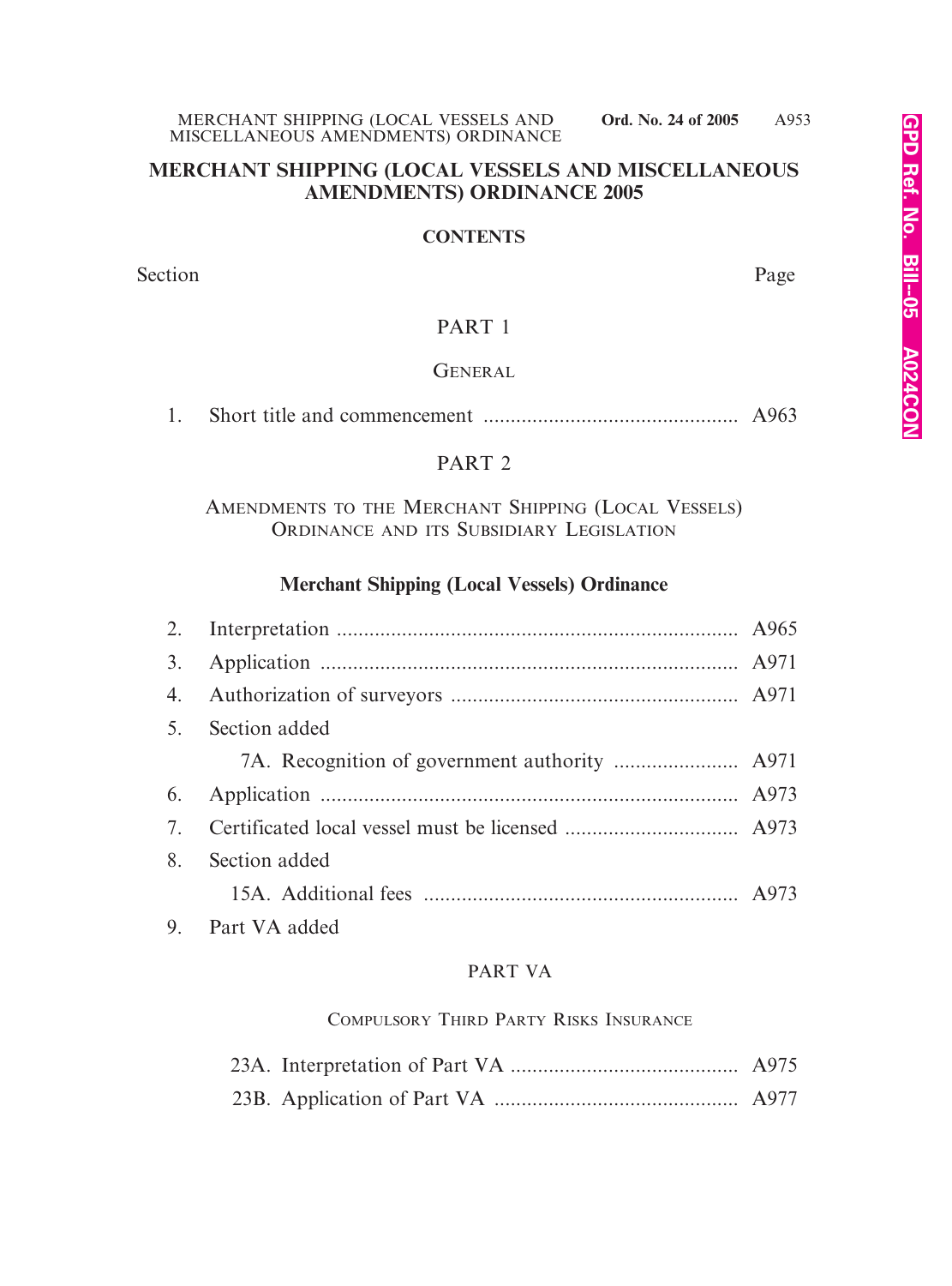# MERCHANT SHIPPING (LOCAL VESSELS AND MISCELLANEOUS AMENDMENTS) ORDINANCE 2005

## CONTENTS

| Section | | Page |
|---|---|---|

### PART 1

#### General

| | | |
|---|---|---|
| 1. | Short title and commencement | A963 |

### PART 2

#### Amendments to the Merchant Shipping (Local Vessels) Ordinance and its Subsidiary Legislation

**Merchant Shipping (Local Vessels) Ordinance**

| | | |
|---|---|---|
| 2. | Interpretation | A965 |
| 3. | Application | A971 |
| 4. | Authorization of surveyors | A971 |
| 5. | Section added | |
| | 7A. Recognition of government authority | A971 |
| 6. | Application | A973 |
| 7. | Certificated local vessel must be licensed | A973 |
| 8. | Section added | |
| | 15A. Additional fees | A973 |
| 9. | Part VA added | |

PART VA

Compulsory Third Party Risks Insurance

| | | |
|---|---|---|
| | 23A. Interpretation of Part VA | A975 |
| | 23B. Application of Part VA | A977 |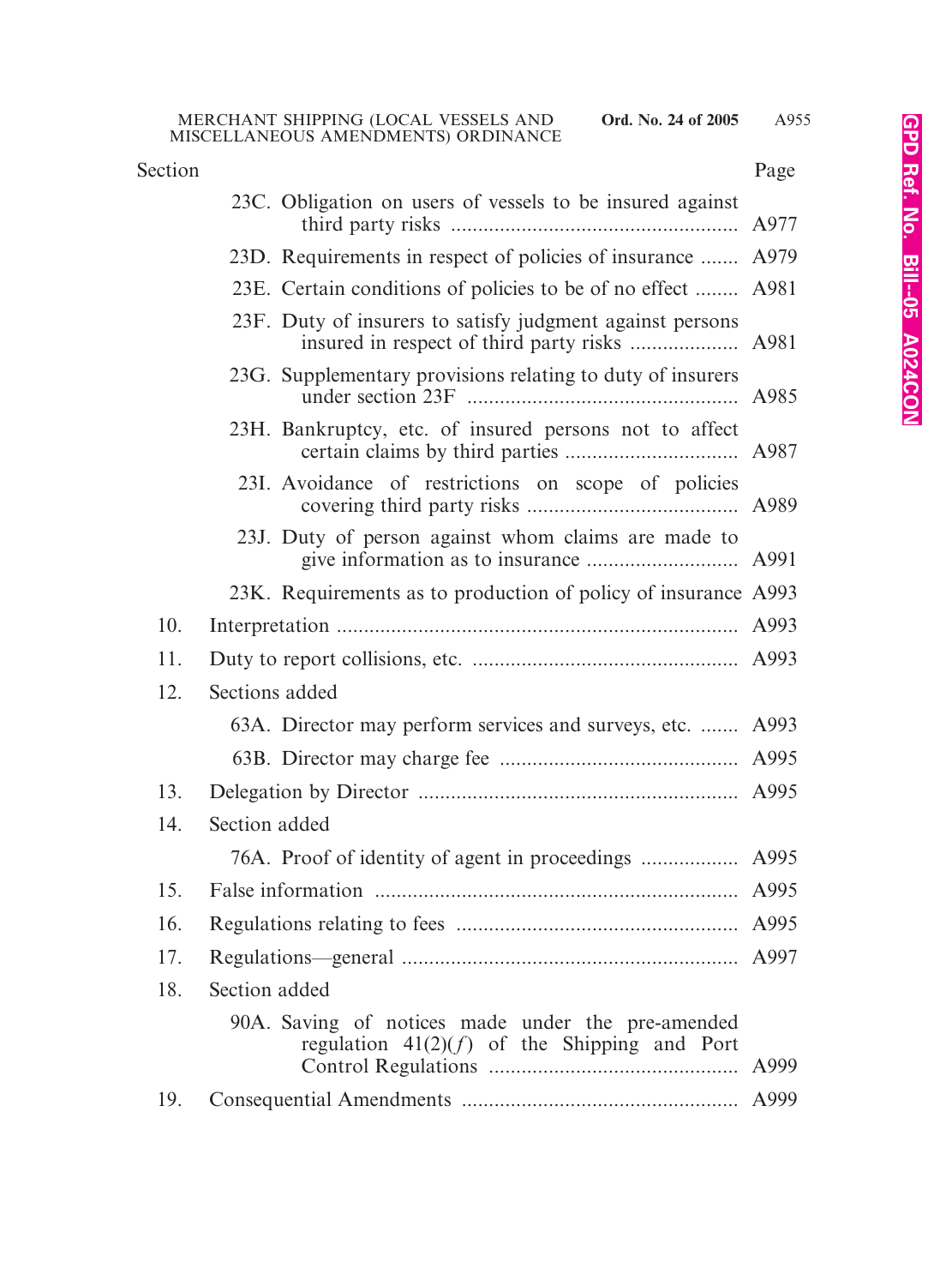| Section | | Page |
|---|---|---|
| | 23C. Obligation on users of vessels to be insured against third party risks | A977 |
| | 23D. Requirements in respect of policies of insurance | A979 |
| | 23E. Certain conditions of policies to be of no effect | A981 |
| | 23F. Duty of insurers to satisfy judgment against persons insured in respect of third party risks | A981 |
| | 23G. Supplementary provisions relating to duty of insurers under section 23F | A985 |
| | 23H. Bankruptcy, etc. of insured persons not to affect certain claims by third parties | A987 |
| | 23I. Avoidance of restrictions on scope of policies covering third party risks | A989 |
| | 23J. Duty of person against whom claims are made to give information as to insurance | A991 |
| | 23K. Requirements as to production of policy of insurance | A993 |
| 10. | Interpretation | A993 |
| 11. | Duty to report collisions, etc. | A993 |
| 12. | Sections added | |
| | 63A. Director may perform services and surveys, etc. | A993 |
| | 63B. Director may charge fee | A995 |
| 13. | Delegation by Director | A995 |
| 14. | Section added | |
| | 76A. Proof of identity of agent in proceedings | A995 |
| 15. | False information | A995 |
| 16. | Regulations relating to fees | A995 |
| 17. | Regulations—general | A997 |
| 18. | Section added | |
| | 90A. Saving of notices made under the pre-amended regulation 41(2)(*f*) of the Shipping and Port Control Regulations | A999 |
| 19. | Consequential Amendments | A999 |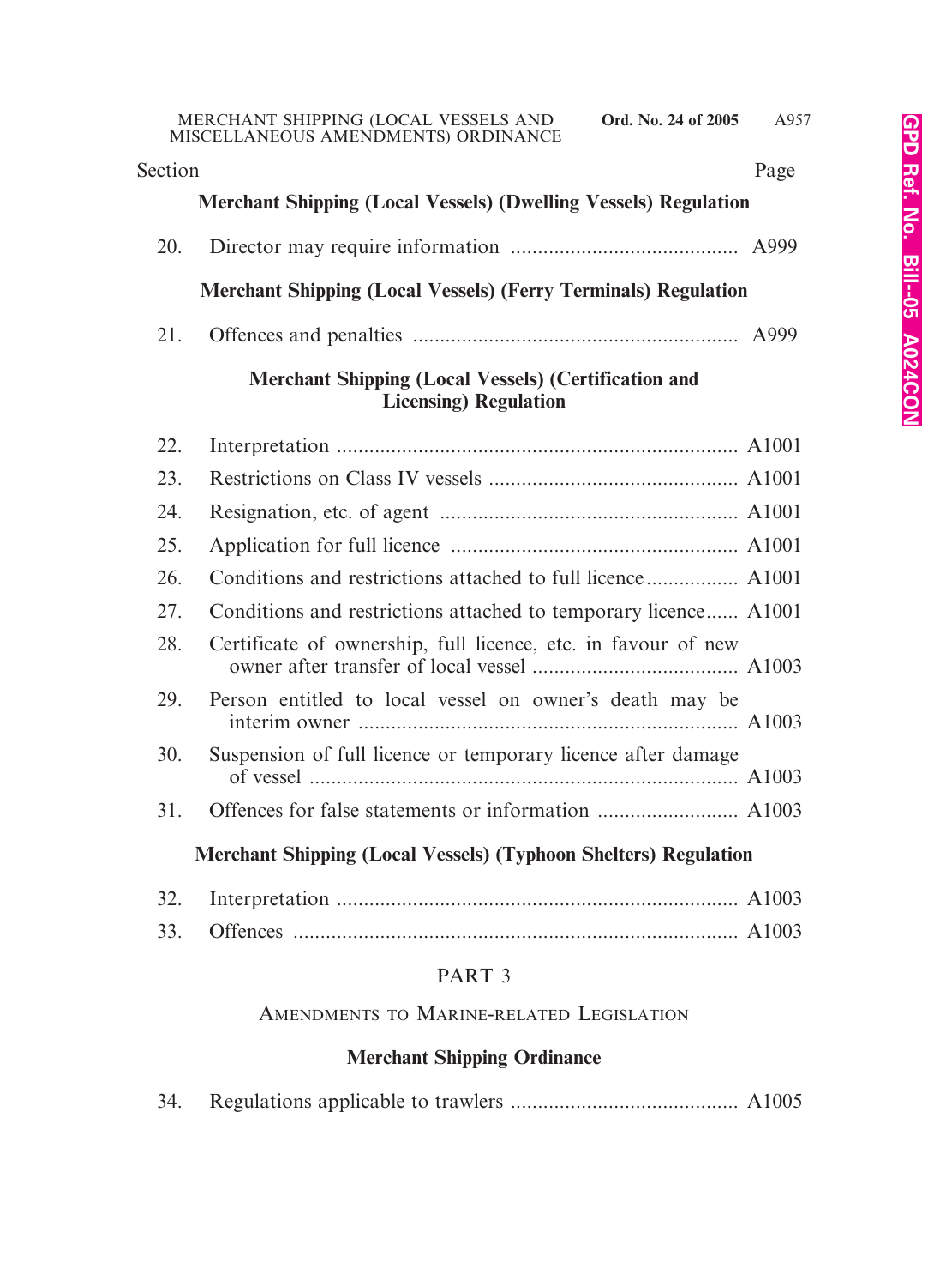| Section | | Page |
|---|---|---|
| | **Merchant Shipping (Local Vessels) (Dwelling Vessels) Regulation** | |
| 20. | Director may require information | A999 |
| | **Merchant Shipping (Local Vessels) (Ferry Terminals) Regulation** | |
| 21. | Offences and penalties | A999 |
| | **Merchant Shipping (Local Vessels) (Certification and Licensing) Regulation** | |
| 22. | Interpretation | A1001 |
| 23. | Restrictions on Class IV vessels | A1001 |
| 24. | Resignation, etc. of agent | A1001 |
| 25. | Application for full licence | A1001 |
| 26. | Conditions and restrictions attached to full licence | A1001 |
| 27. | Conditions and restrictions attached to temporary licence | A1001 |
| 28. | Certificate of ownership, full licence, etc. in favour of new owner after transfer of local vessel | A1003 |
| 29. | Person entitled to local vessel on owner's death may be interim owner | A1003 |
| 30. | Suspension of full licence or temporary licence after damage of vessel | A1003 |
| 31. | Offences for false statements or information | A1003 |
| | **Merchant Shipping (Local Vessels) (Typhoon Shelters) Regulation** | |
| 32. | Interpretation | A1003 |
| 33. | Offences | A1003 |

PART 3

AMENDMENTS TO MARINE-RELATED LEGISLATION

**Merchant Shipping Ordinance**

| | | |
|---|---|---|
| 34. | Regulations applicable to trawlers | A1005 |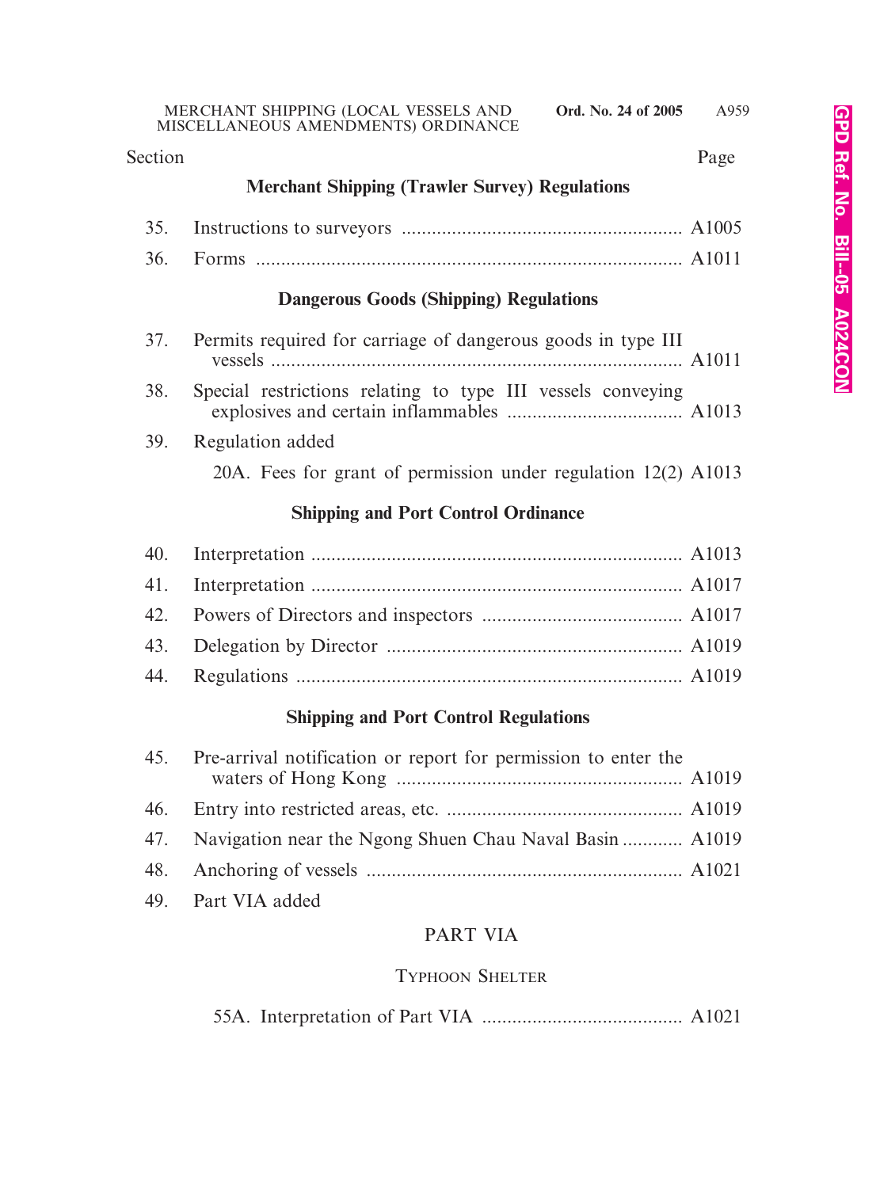| Section | | Page |
|---|---|---|

### Merchant Shipping (Trawler Survey) Regulations

| | | |
|---|---|---|
| 35. | Instructions to surveyors | A1005 |
| 36. | Forms | A1011 |

### Dangerous Goods (Shipping) Regulations

| | | |
|---|---|---|
| 37. | Permits required for carriage of dangerous goods in type III vessels | A1011 |
| 38. | Special restrictions relating to type III vessels conveying explosives and certain inflammables | A1013 |
| 39. | Regulation added | |
| | 20A. Fees for grant of permission under regulation 12(2) | A1013 |

### Shipping and Port Control Ordinance

| | | |
|---|---|---|
| 40. | Interpretation | A1013 |
| 41. | Interpretation | A1017 |
| 42. | Powers of Directors and inspectors | A1017 |
| 43. | Delegation by Director | A1019 |
| 44. | Regulations | A1019 |

### Shipping and Port Control Regulations

| | | |
|---|---|---|
| 45. | Pre-arrival notification or report for permission to enter the waters of Hong Kong | A1019 |
| 46. | Entry into restricted areas, etc. | A1019 |
| 47. | Navigation near the Ngong Shuen Chau Naval Basin | A1019 |
| 48. | Anchoring of vessels | A1021 |
| 49. | Part VIA added | |

PART VIA

TYPHOON SHELTER

| | | |
|---|---|---|
| | 55A. Interpretation of Part VIA | A1021 |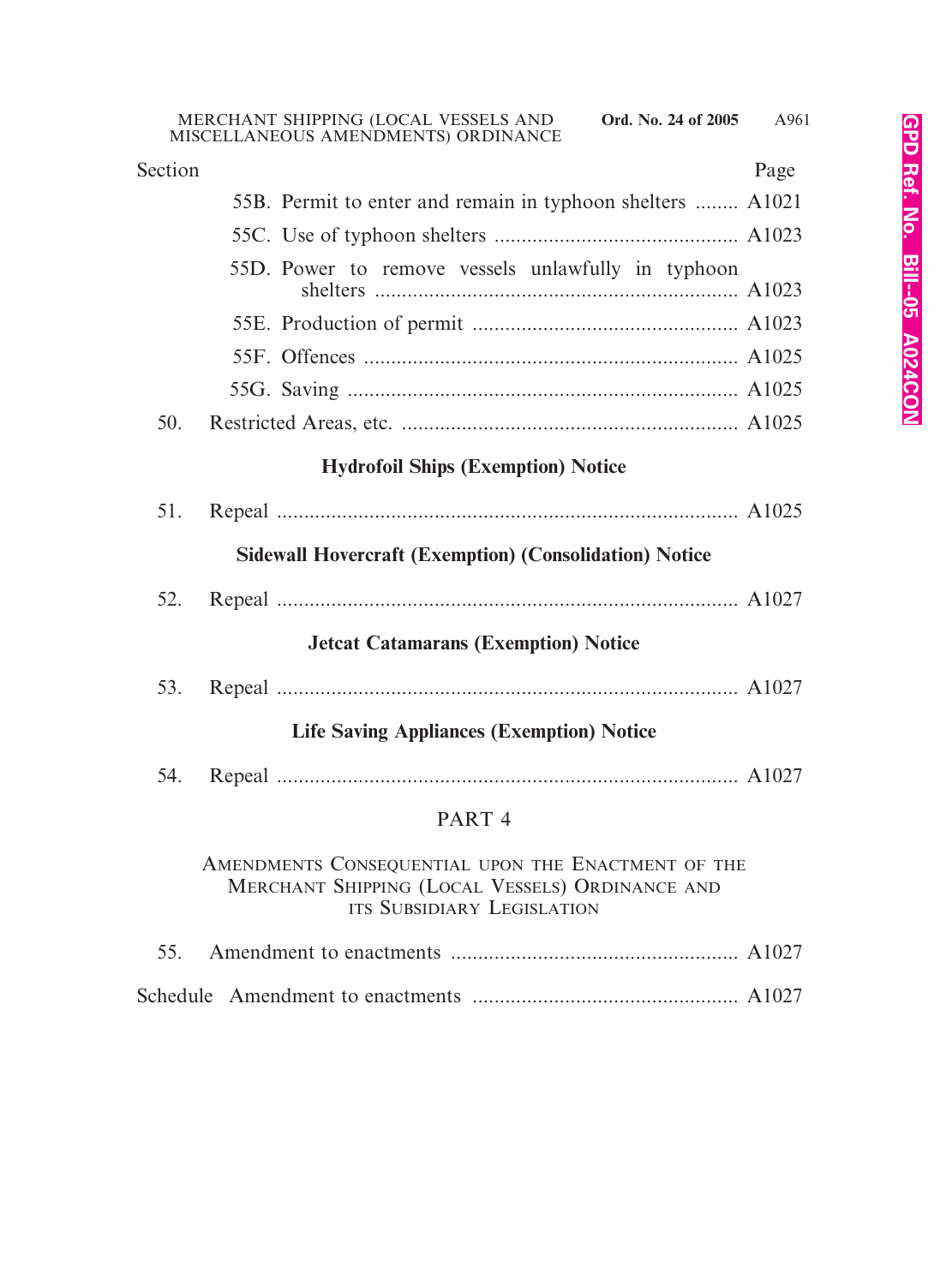| Section | | Page |
|---|---|---|
| | 55B. Permit to enter and remain in typhoon shelters | A1021 |
| | 55C. Use of typhoon shelters | A1023 |
| | 55D. Power to remove vessels unlawfully in typhoon shelters | A1023 |
| | 55E. Production of permit | A1023 |
| | 55F. Offences | A1025 |
| | 55G. Saving | A1025 |
| 50. | Restricted Areas, etc. | A1025 |

**Hydrofoil Ships (Exemption) Notice**

| | | |
|---|---|---|
| 51. | Repeal | A1025 |

**Sidewall Hovercraft (Exemption) (Consolidation) Notice**

| | | |
|---|---|---|
| 52. | Repeal | A1027 |

**Jetcat Catamarans (Exemption) Notice**

| | | |
|---|---|---|
| 53. | Repeal | A1027 |

**Life Saving Appliances (Exemption) Notice**

| | | |
|---|---|---|
| 54. | Repeal | A1027 |

PART 4

AMENDMENTS CONSEQUENTIAL UPON THE ENACTMENT OF THE MERCHANT SHIPPING (LOCAL VESSELS) ORDINANCE AND ITS SUBSIDIARY LEGISLATION

| | | |
|---|---|---|
| 55. | Amendment to enactments | A1027 |
| Schedule | Amendment to enactments | A1027 |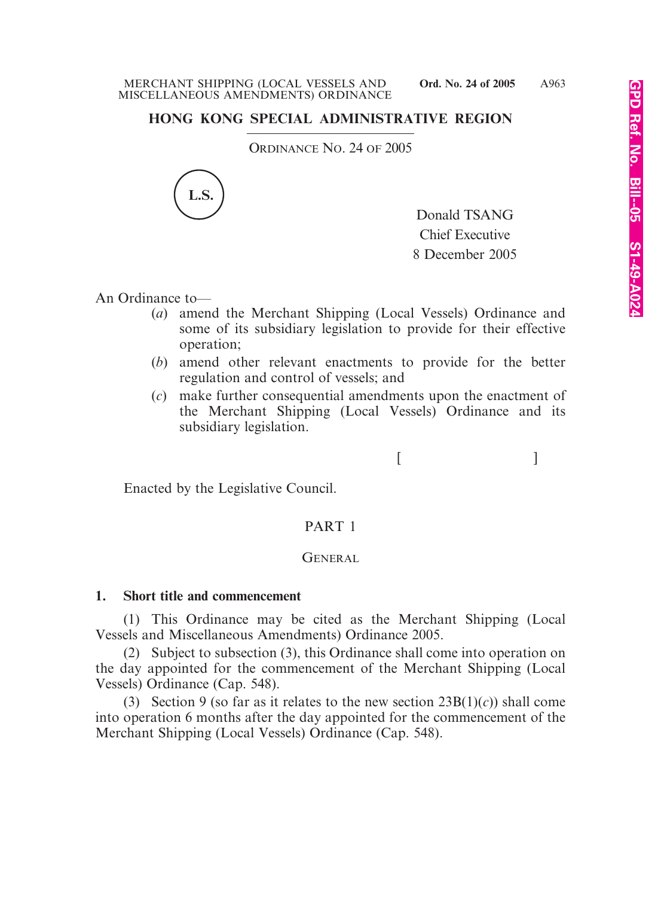# HONG KONG SPECIAL ADMINISTRATIVE REGION

ORDINANCE NO. 24 OF 2005

L.S.

Donald TSANG
Chief Executive
8 December 2005

An Ordinance to—

(*a*) amend the Merchant Shipping (Local Vessels) Ordinance and some of its subsidiary legislation to provide for their effective operation;

(*b*) amend other relevant enactments to provide for the better regulation and control of vessels; and

(*c*) make further consequential amendments upon the enactment of the Merchant Shipping (Local Vessels) Ordinance and its subsidiary legislation.

[ ]

Enacted by the Legislative Council.

## PART 1

### GENERAL

**1. Short title and commencement**

(1) This Ordinance may be cited as the Merchant Shipping (Local Vessels and Miscellaneous Amendments) Ordinance 2005.

(2) Subject to subsection (3), this Ordinance shall come into operation on the day appointed for the commencement of the Merchant Shipping (Local Vessels) Ordinance (Cap. 548).

(3) Section 9 (so far as it relates to the new section 23B(1)(*c*)) shall come into operation 6 months after the day appointed for the commencement of the Merchant Shipping (Local Vessels) Ordinance (Cap. 548).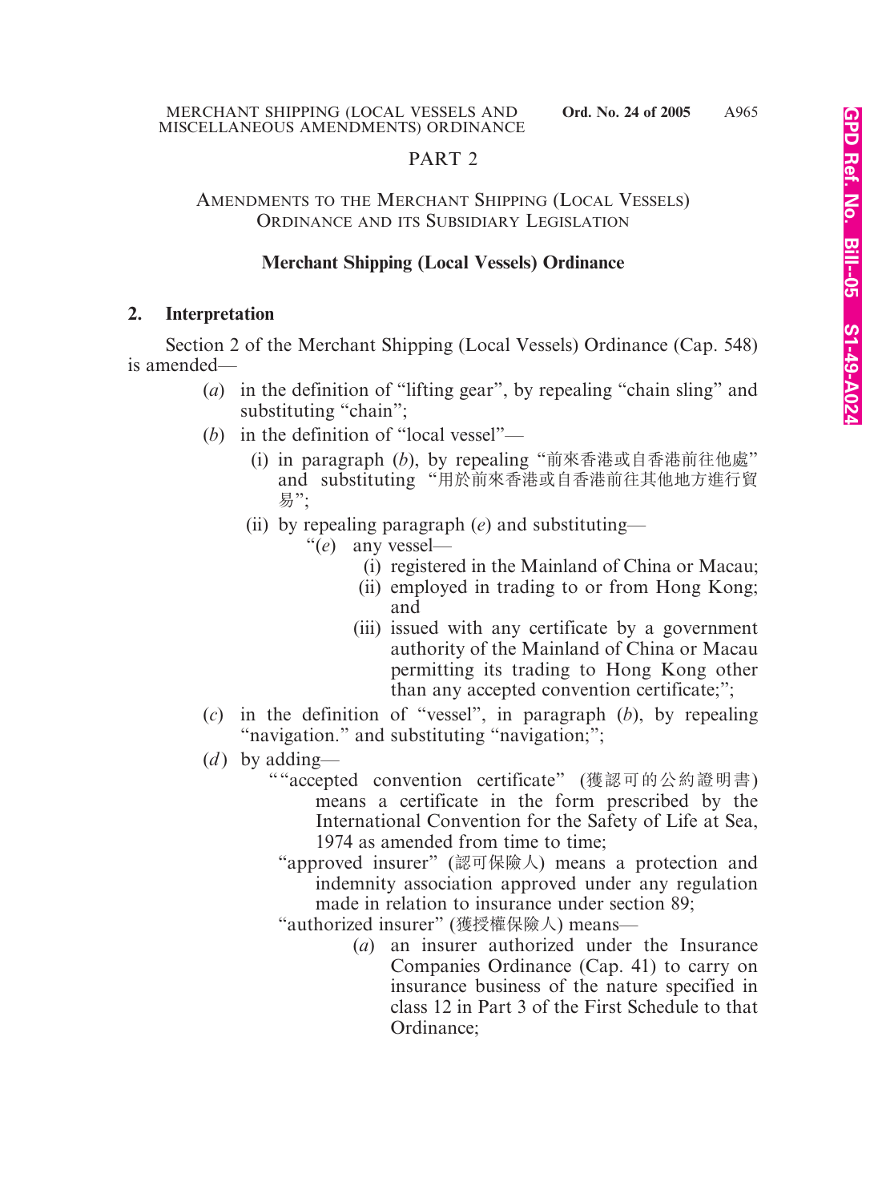## PART 2

### AMENDMENTS TO THE MERCHANT SHIPPING (LOCAL VESSELS) ORDINANCE AND ITS SUBSIDIARY LEGISLATION

**Merchant Shipping (Local Vessels) Ordinance**

**2. Interpretation**

Section 2 of the Merchant Shipping (Local Vessels) Ordinance (Cap. 548) is amended—

(*a*) in the definition of "lifting gear", by repealing "chain sling" and substituting "chain";

(*b*) in the definition of "local vessel"—

(i) in paragraph (*b*), by repealing "前來香港或自香港前往他處" and substituting "用於前來香港或自香港前往其他地方進行貿易";

(ii) by repealing paragraph (*e*) and substituting—

"(*e*) any vessel—

(i) registered in the Mainland of China or Macau;

(ii) employed in trading to or from Hong Kong; and

(iii) issued with any certificate by a government authority of the Mainland of China or Macau permitting its trading to Hong Kong other than any accepted convention certificate;";

(*c*) in the definition of "vessel", in paragraph (*b*), by repealing "navigation." and substituting "navigation;";

(*d*) by adding—

""accepted convention certificate" (獲認可的公約證明書) means a certificate in the form prescribed by the International Convention for the Safety of Life at Sea, 1974 as amended from time to time;

"approved insurer" (認可保險人) means a protection and indemnity association approved under any regulation made in relation to insurance under section 89;

"authorized insurer" (獲授權保險人) means—

(*a*) an insurer authorized under the Insurance Companies Ordinance (Cap. 41) to carry on insurance business of the nature specified in class 12 in Part 3 of the First Schedule to that Ordinance;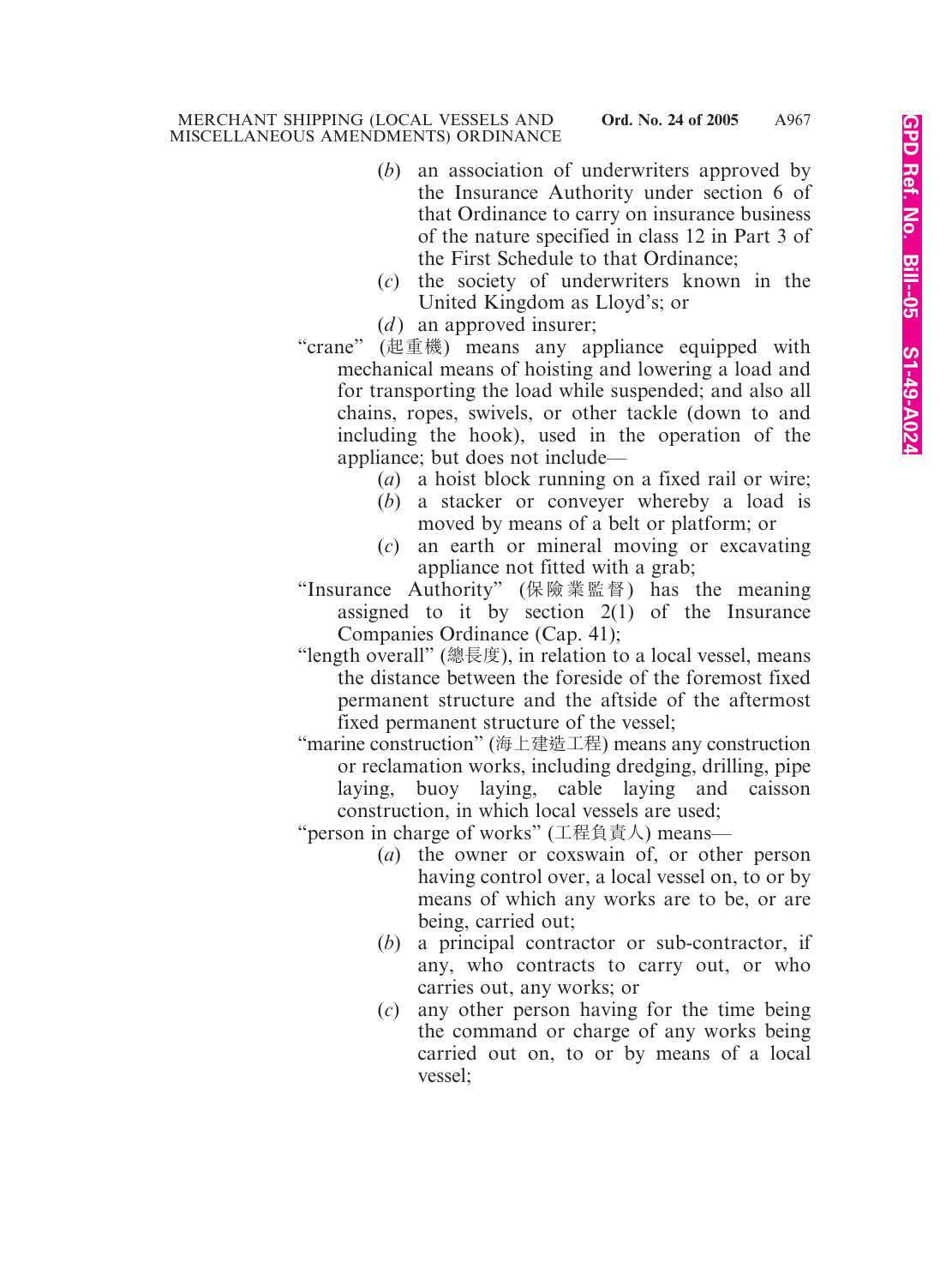(*b*) an association of underwriters approved by the Insurance Authority under section 6 of that Ordinance to carry on insurance business of the nature specified in class 12 in Part 3 of the First Schedule to that Ordinance;

(*c*) the society of underwriters known in the United Kingdom as Lloyd's; or

(*d*) an approved insurer;

"crane" (起重機) means any appliance equipped with mechanical means of hoisting and lowering a load and for transporting the load while suspended; and also all chains, ropes, swivels, or other tackle (down to and including the hook), used in the operation of the appliance; but does not include—

(*a*) a hoist block running on a fixed rail or wire;

(*b*) a stacker or conveyer whereby a load is moved by means of a belt or platform; or

(*c*) an earth or mineral moving or excavating appliance not fitted with a grab;

"Insurance Authority" (保險業監督) has the meaning assigned to it by section 2(1) of the Insurance Companies Ordinance (Cap. 41);

"length overall" (總長度), in relation to a local vessel, means the distance between the foreside of the foremost fixed permanent structure and the aftside of the aftermost fixed permanent structure of the vessel;

"marine construction" (海上建造工程) means any construction or reclamation works, including dredging, drilling, pipe laying, buoy laying, cable laying and caisson construction, in which local vessels are used;

"person in charge of works" (工程負責人) means—

(*a*) the owner or coxswain of, or other person having control over, a local vessel on, to or by means of which any works are to be, or are being, carried out;

(*b*) a principal contractor or sub-contractor, if any, who contracts to carry out, or who carries out, any works; or

(*c*) any other person having for the time being the command or charge of any works being carried out on, to or by means of a local vessel;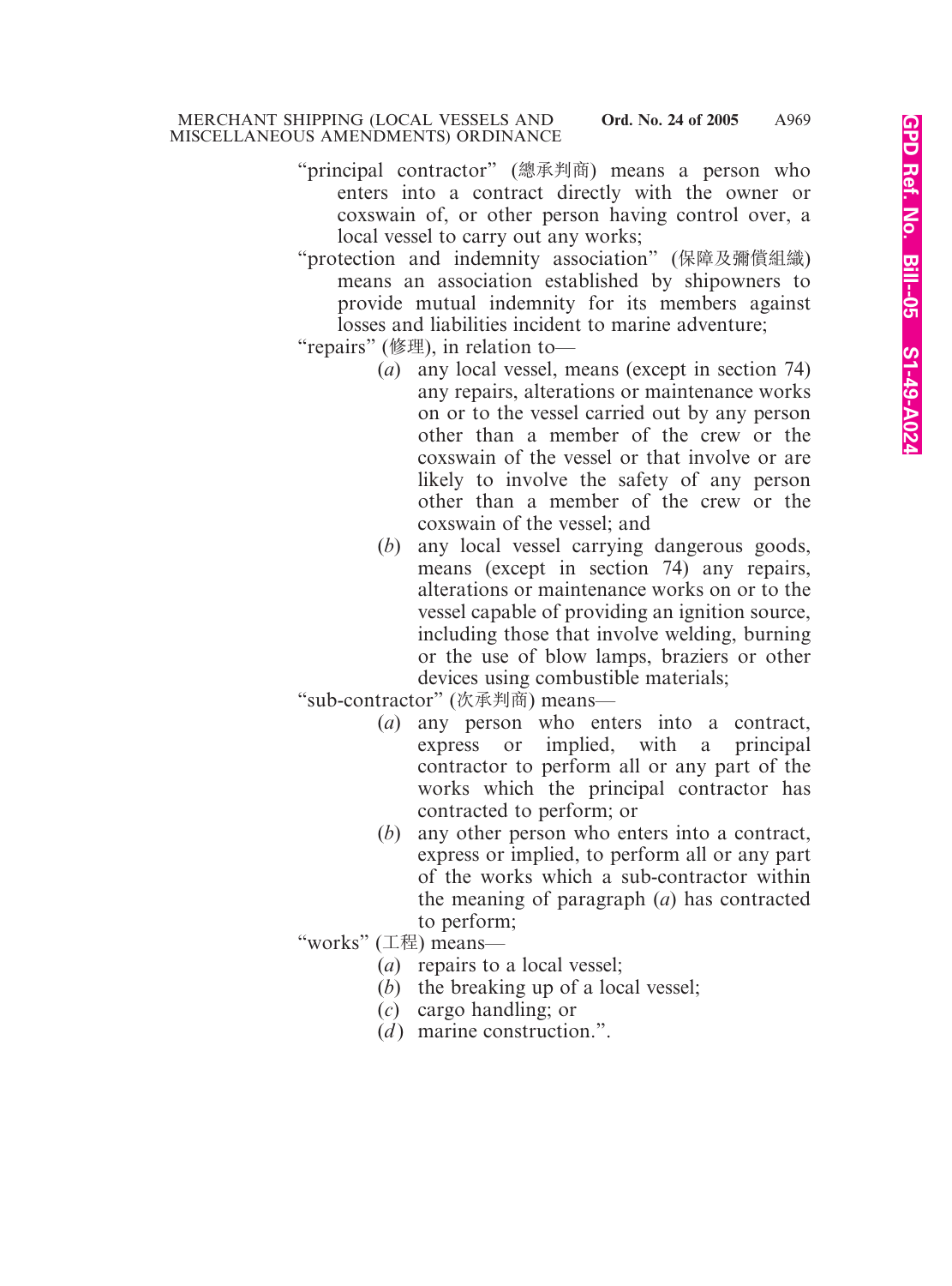"principal contractor" (總承判商) means a person who enters into a contract directly with the owner or coxswain of, or other person having control over, a local vessel to carry out any works;

"protection and indemnity association" (保障及彌償組織) means an association established by shipowners to provide mutual indemnity for its members against losses and liabilities incident to marine adventure;

"repairs" (修理), in relation to—

(*a*) any local vessel, means (except in section 74) any repairs, alterations or maintenance works on or to the vessel carried out by any person other than a member of the crew or the coxswain of the vessel or that involve or are likely to involve the safety of any person other than a member of the crew or the coxswain of the vessel; and

(*b*) any local vessel carrying dangerous goods, means (except in section 74) any repairs, alterations or maintenance works on or to the vessel capable of providing an ignition source, including those that involve welding, burning or the use of blow lamps, braziers or other devices using combustible materials;

"sub-contractor" (次承判商) means—

(*a*) any person who enters into a contract, express or implied, with a principal contractor to perform all or any part of the works which the principal contractor has contracted to perform; or

(*b*) any other person who enters into a contract, express or implied, to perform all or any part of the works which a sub-contractor within the meaning of paragraph (*a*) has contracted to perform;

"works" (工程) means—

(*a*) repairs to a local vessel;

(*b*) the breaking up of a local vessel;

(*c*) cargo handling; or

(*d*) marine construction.".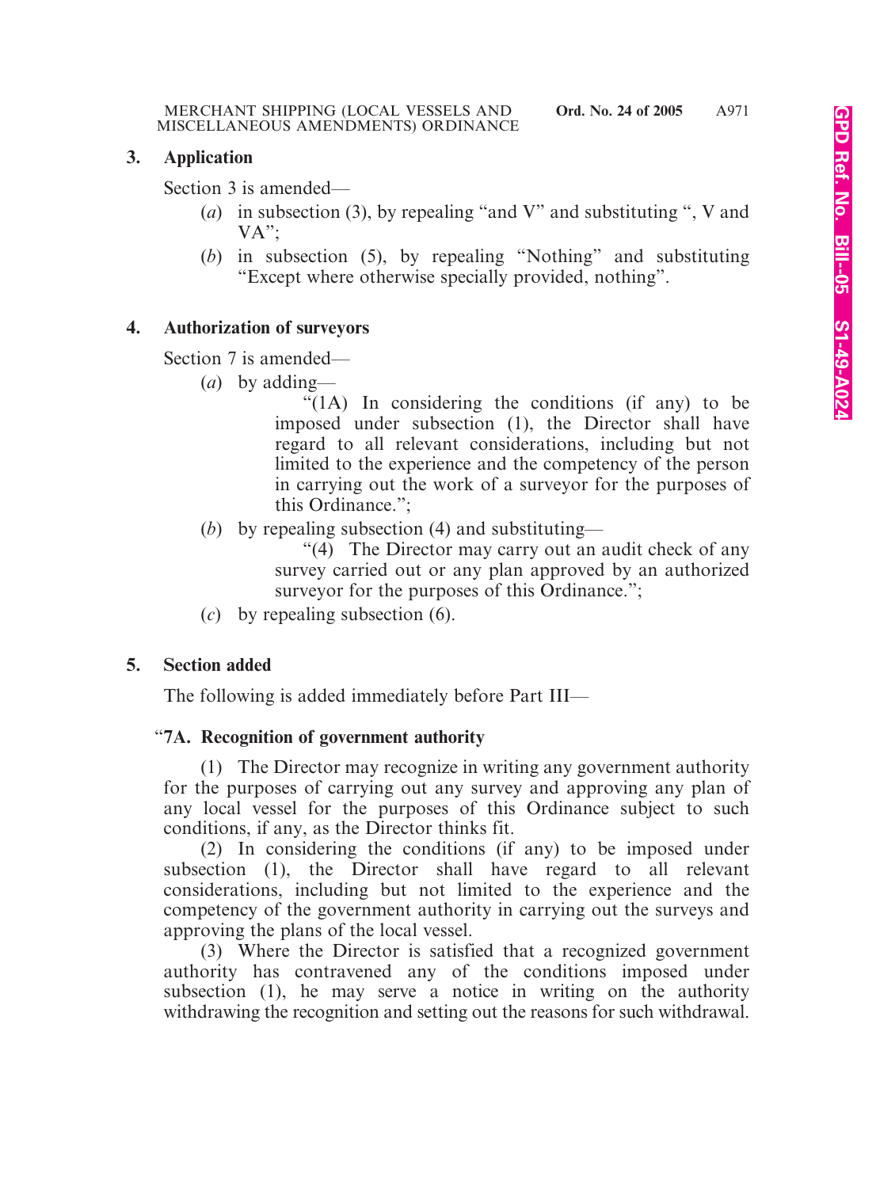### 3. Application

Section 3 is amended—

(*a*) in subsection (3), by repealing "and V" and substituting ", V and VA";

(*b*) in subsection (5), by repealing "Nothing" and substituting "Except where otherwise specially provided, nothing".

### 4. Authorization of surveyors

Section 7 is amended—

(*a*) by adding—

"(1A) In considering the conditions (if any) to be imposed under subsection (1), the Director shall have regard to all relevant considerations, including but not limited to the experience and the competency of the person in carrying out the work of a surveyor for the purposes of this Ordinance.";

(*b*) by repealing subsection (4) and substituting—

"(4) The Director may carry out an audit check of any survey carried out or any plan approved by an authorized surveyor for the purposes of this Ordinance.";

(*c*) by repealing subsection (6).

### 5. Section added

The following is added immediately before Part III—

**"7A. Recognition of government authority**

(1) The Director may recognize in writing any government authority for the purposes of carrying out any survey and approving any plan of any local vessel for the purposes of this Ordinance subject to such conditions, if any, as the Director thinks fit.

(2) In considering the conditions (if any) to be imposed under subsection (1), the Director shall have regard to all relevant considerations, including but not limited to the experience and the competency of the government authority in carrying out the surveys and approving the plans of the local vessel.

(3) Where the Director is satisfied that a recognized government authority has contravened any of the conditions imposed under subsection (1), he may serve a notice in writing on the authority withdrawing the recognition and setting out the reasons for such withdrawal.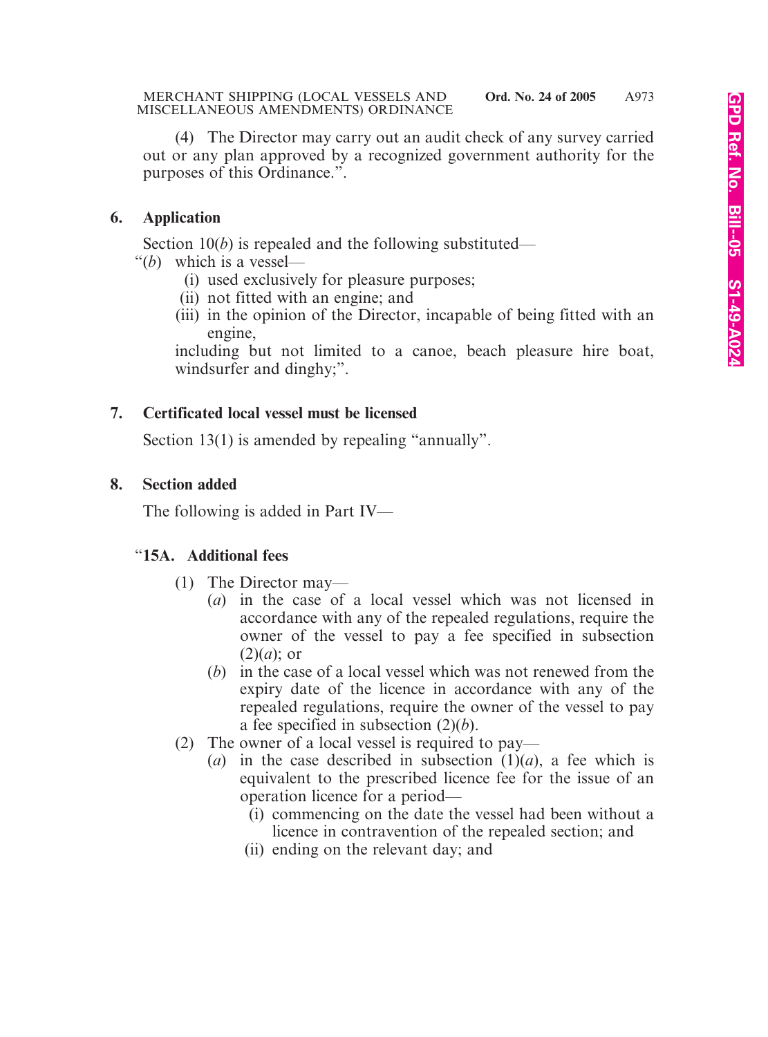(4) The Director may carry out an audit check of any survey carried out or any plan approved by a recognized government authority for the purposes of this Ordinance.".

**6. Application**

Section 10(*b*) is repealed and the following substituted—

"(*b*) which is a vessel—

(i) used exclusively for pleasure purposes;

(ii) not fitted with an engine; and

(iii) in the opinion of the Director, incapable of being fitted with an engine,

including but not limited to a canoe, beach pleasure hire boat, windsurfer and dinghy;".

**7. Certificated local vessel must be licensed**

Section 13(1) is amended by repealing "annually".

**8. Section added**

The following is added in Part IV—

"**15A. Additional fees**

(1) The Director may—

(*a*) in the case of a local vessel which was not licensed in accordance with any of the repealed regulations, require the owner of the vessel to pay a fee specified in subsection (2)(*a*); or

(*b*) in the case of a local vessel which was not renewed from the expiry date of the licence in accordance with any of the repealed regulations, require the owner of the vessel to pay a fee specified in subsection (2)(*b*).

(2) The owner of a local vessel is required to pay—

(*a*) in the case described in subsection (1)(*a*), a fee which is equivalent to the prescribed licence fee for the issue of an operation licence for a period—

(i) commencing on the date the vessel had been without a licence in contravention of the repealed section; and

(ii) ending on the relevant day; and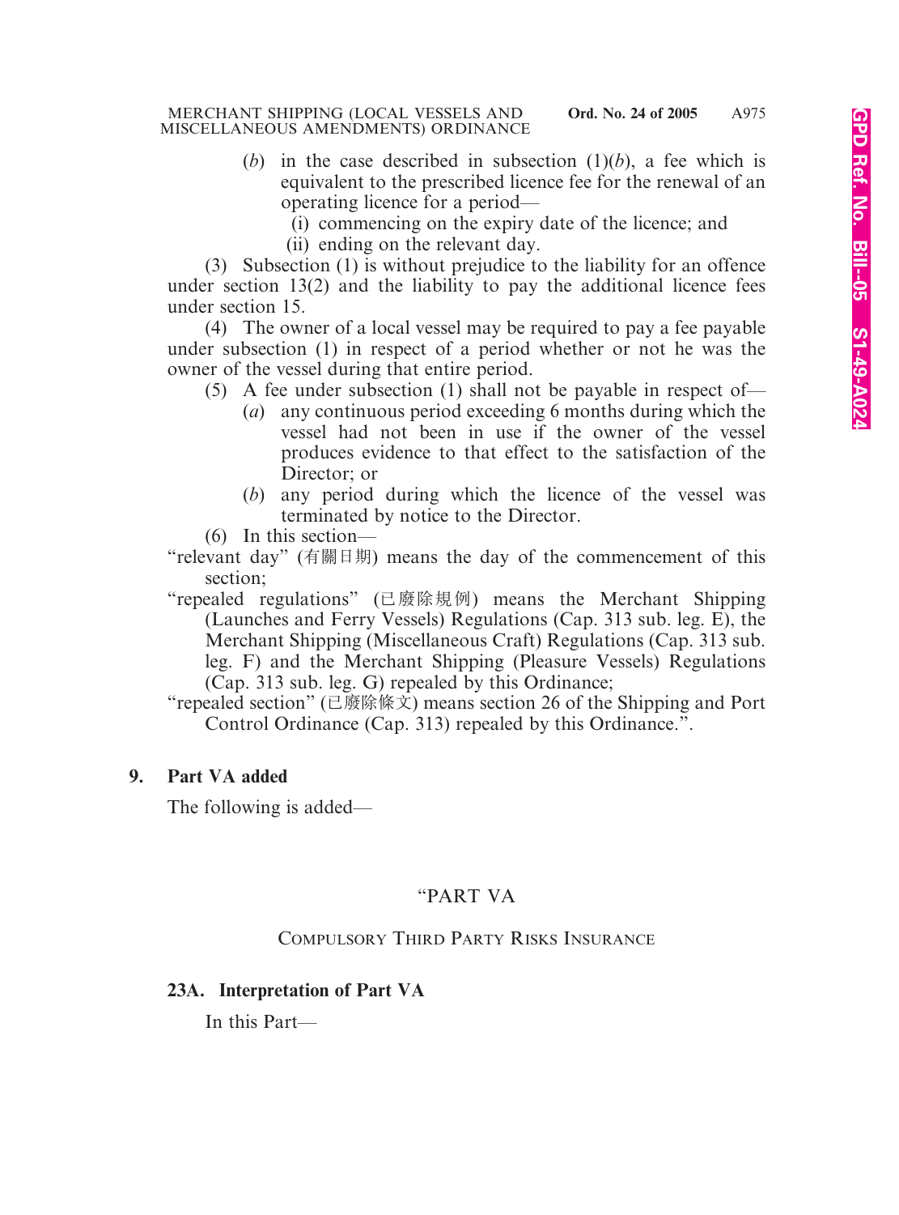(*b*) in the case described in subsection (1)(*b*), a fee which is equivalent to the prescribed licence fee for the renewal of an operating licence for a period—

(i) commencing on the expiry date of the licence; and

(ii) ending on the relevant day.

(3) Subsection (1) is without prejudice to the liability for an offence under section 13(2) and the liability to pay the additional licence fees under section 15.

(4) The owner of a local vessel may be required to pay a fee payable under subsection (1) in respect of a period whether or not he was the owner of the vessel during that entire period.

(5) A fee under subsection (1) shall not be payable in respect of—

(*a*) any continuous period exceeding 6 months during which the vessel had not been in use if the owner of the vessel produces evidence to that effect to the satisfaction of the Director; or

(*b*) any period during which the licence of the vessel was terminated by notice to the Director.

(6) In this section—

"relevant day" (有關日期) means the day of the commencement of this section;

"repealed regulations" (已廢除規例) means the Merchant Shipping (Launches and Ferry Vessels) Regulations (Cap. 313 sub. leg. E), the Merchant Shipping (Miscellaneous Craft) Regulations (Cap. 313 sub. leg. F) and the Merchant Shipping (Pleasure Vessels) Regulations (Cap. 313 sub. leg. G) repealed by this Ordinance;

"repealed section" (已廢除條文) means section 26 of the Shipping and Port Control Ordinance (Cap. 313) repealed by this Ordinance.".

**9. Part VA added**

The following is added—

"PART VA

COMPULSORY THIRD PARTY RISKS INSURANCE

**23A. Interpretation of Part VA**

In this Part—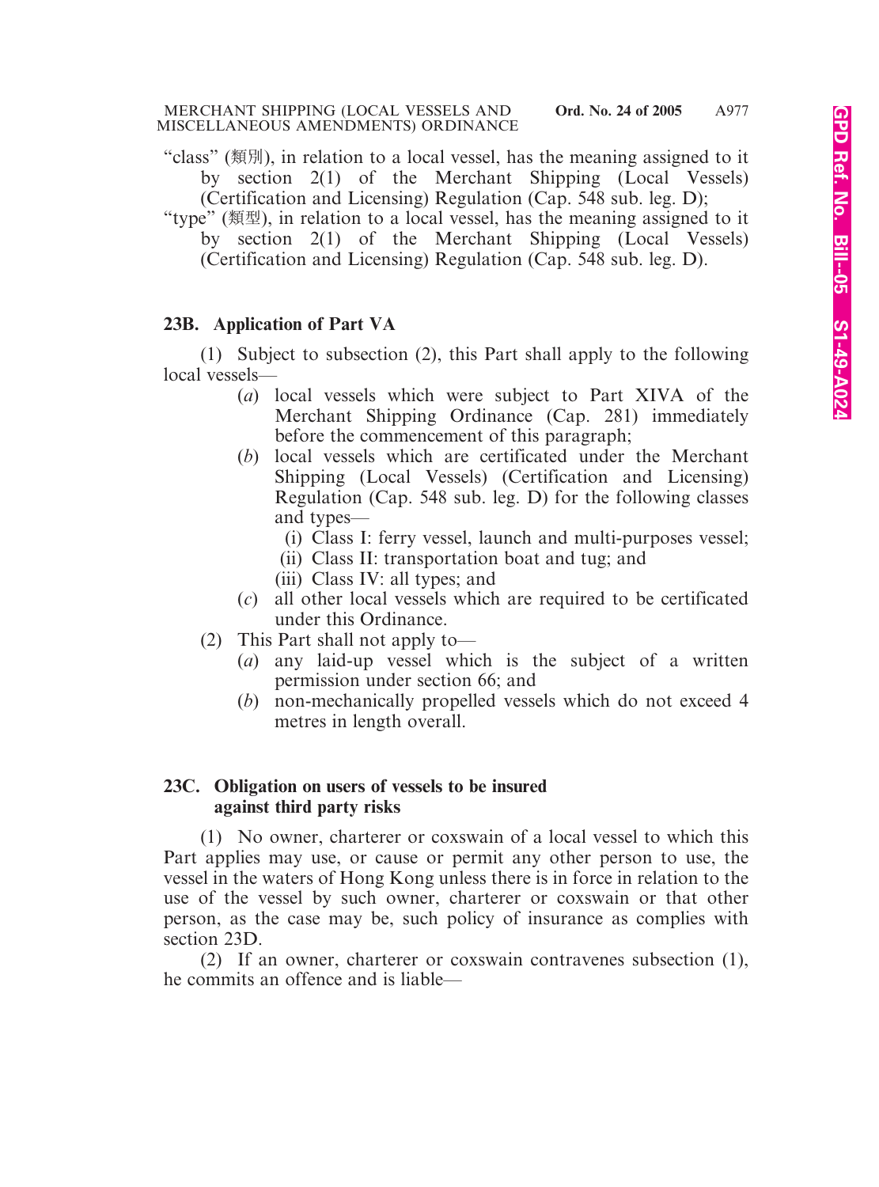"class" (類別), in relation to a local vessel, has the meaning assigned to it by section 2(1) of the Merchant Shipping (Local Vessels) (Certification and Licensing) Regulation (Cap. 548 sub. leg. D);

"type" (類型), in relation to a local vessel, has the meaning assigned to it by section 2(1) of the Merchant Shipping (Local Vessels) (Certification and Licensing) Regulation (Cap. 548 sub. leg. D).

**23B. Application of Part VA**

(1) Subject to subsection (2), this Part shall apply to the following local vessels—

(*a*) local vessels which were subject to Part XIVA of the Merchant Shipping Ordinance (Cap. 281) immediately before the commencement of this paragraph;

(*b*) local vessels which are certificated under the Merchant Shipping (Local Vessels) (Certification and Licensing) Regulation (Cap. 548 sub. leg. D) for the following classes and types—

(i) Class I: ferry vessel, launch and multi-purposes vessel;

(ii) Class II: transportation boat and tug; and

(iii) Class IV: all types; and

(*c*) all other local vessels which are required to be certificated under this Ordinance.

(2) This Part shall not apply to—

(*a*) any laid-up vessel which is the subject of a written permission under section 66; and

(*b*) non-mechanically propelled vessels which do not exceed 4 metres in length overall.

**23C. Obligation on users of vessels to be insured against third party risks**

(1) No owner, charterer or coxswain of a local vessel to which this Part applies may use, or cause or permit any other person to use, the vessel in the waters of Hong Kong unless there is in force in relation to the use of the vessel by such owner, charterer or coxswain or that other person, as the case may be, such policy of insurance as complies with section 23D.

(2) If an owner, charterer or coxswain contravenes subsection (1), he commits an offence and is liable—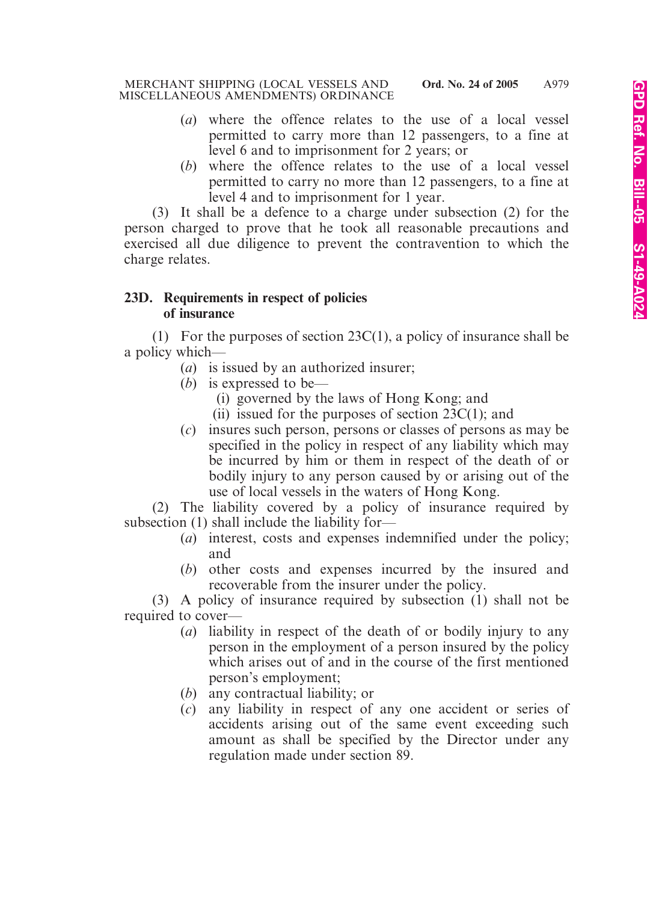(*a*) where the offence relates to the use of a local vessel permitted to carry more than 12 passengers, to a fine at level 6 and to imprisonment for 2 years; or

(*b*) where the offence relates to the use of a local vessel permitted to carry no more than 12 passengers, to a fine at level 4 and to imprisonment for 1 year.

(3) It shall be a defence to a charge under subsection (2) for the person charged to prove that he took all reasonable precautions and exercised all due diligence to prevent the contravention to which the charge relates.

**23D. Requirements in respect of policies of insurance**

(1) For the purposes of section 23C(1), a policy of insurance shall be a policy which—

(*a*) is issued by an authorized insurer;

(*b*) is expressed to be—

(i) governed by the laws of Hong Kong; and

(ii) issued for the purposes of section 23C(1); and

(*c*) insures such person, persons or classes of persons as may be specified in the policy in respect of any liability which may be incurred by him or them in respect of the death of or bodily injury to any person caused by or arising out of the use of local vessels in the waters of Hong Kong.

(2) The liability covered by a policy of insurance required by subsection (1) shall include the liability for—

(*a*) interest, costs and expenses indemnified under the policy; and

(*b*) other costs and expenses incurred by the insured and recoverable from the insurer under the policy.

(3) A policy of insurance required by subsection (1) shall not be required to cover—

(*a*) liability in respect of the death of or bodily injury to any person in the employment of a person insured by the policy which arises out of and in the course of the first mentioned person's employment;

(*b*) any contractual liability; or

(*c*) any liability in respect of any one accident or series of accidents arising out of the same event exceeding such amount as shall be specified by the Director under any regulation made under section 89.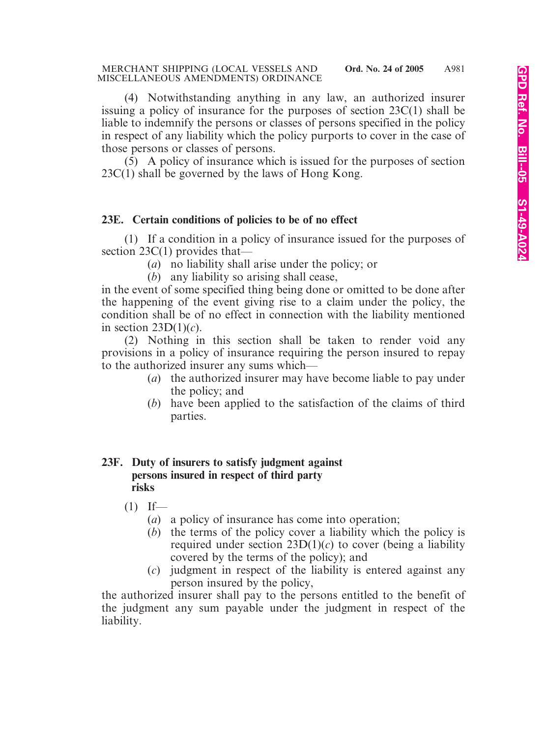(4) Notwithstanding anything in any law, an authorized insurer issuing a policy of insurance for the purposes of section 23C(1) shall be liable to indemnify the persons or classes of persons specified in the policy in respect of any liability which the policy purports to cover in the case of those persons or classes of persons.

(5) A policy of insurance which is issued for the purposes of section 23C(1) shall be governed by the laws of Hong Kong.

### 23E. Certain conditions of policies to be of no effect

(1) If a condition in a policy of insurance issued for the purposes of section 23C(1) provides that—

- (*a*) no liability shall arise under the policy; or
- (*b*) any liability so arising shall cease,

in the event of some specified thing being done or omitted to be done after the happening of the event giving rise to a claim under the policy, the condition shall be of no effect in connection with the liability mentioned in section 23D(1)(*c*).

(2) Nothing in this section shall be taken to render void any provisions in a policy of insurance requiring the person insured to repay to the authorized insurer any sums which—

- (*a*) the authorized insurer may have become liable to pay under the policy; and
- (*b*) have been applied to the satisfaction of the claims of third parties.

### 23F. Duty of insurers to satisfy judgment against persons insured in respect of third party risks

(1) If—

- (*a*) a policy of insurance has come into operation;
- (*b*) the terms of the policy cover a liability which the policy is required under section 23D(1)(*c*) to cover (being a liability covered by the terms of the policy); and
- (*c*) judgment in respect of the liability is entered against any person insured by the policy,

the authorized insurer shall pay to the persons entitled to the benefit of the judgment any sum payable under the judgment in respect of the liability.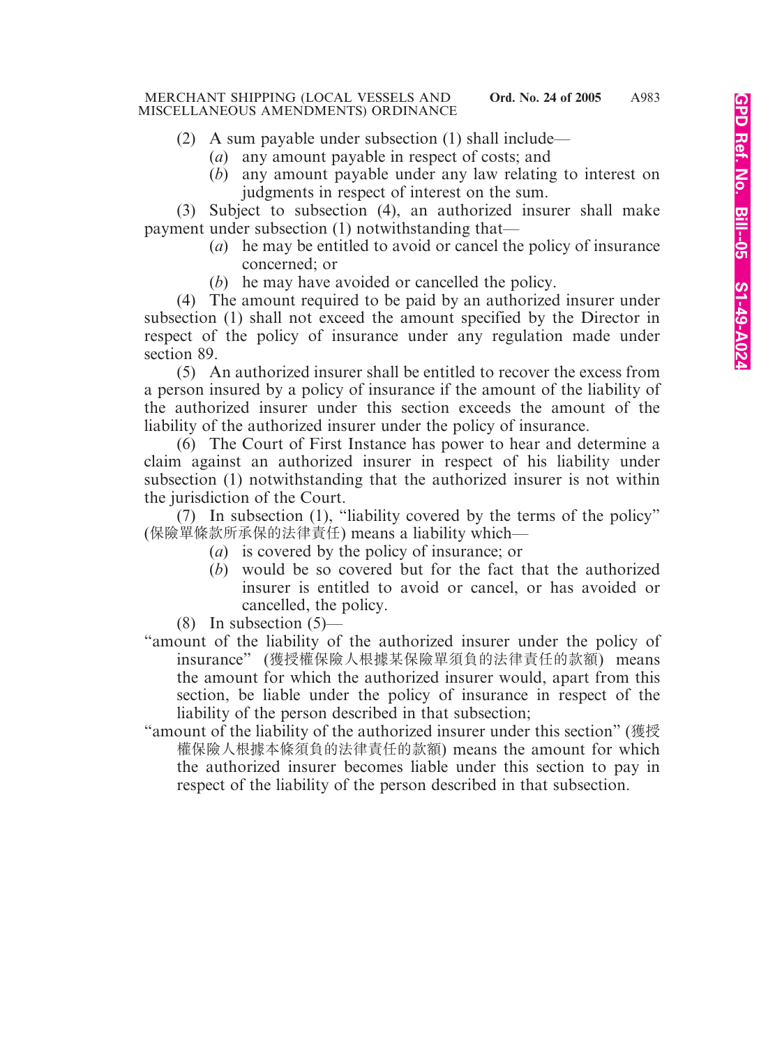(2) A sum payable under subsection (1) shall include—

(*a*) any amount payable in respect of costs; and

(*b*) any amount payable under any law relating to interest on judgments in respect of interest on the sum.

(3) Subject to subsection (4), an authorized insurer shall make payment under subsection (1) notwithstanding that—

(*a*) he may be entitled to avoid or cancel the policy of insurance concerned; or

(*b*) he may have avoided or cancelled the policy.

(4) The amount required to be paid by an authorized insurer under subsection (1) shall not exceed the amount specified by the Director in respect of the policy of insurance under any regulation made under section 89.

(5) An authorized insurer shall be entitled to recover the excess from a person insured by a policy of insurance if the amount of the liability of the authorized insurer under this section exceeds the amount of the liability of the authorized insurer under the policy of insurance.

(6) The Court of First Instance has power to hear and determine a claim against an authorized insurer in respect of his liability under subsection (1) notwithstanding that the authorized insurer is not within the jurisdiction of the Court.

(7) In subsection (1), "liability covered by the terms of the policy" (保險單條款所承保的法律責任) means a liability which—

(*a*) is covered by the policy of insurance; or

(*b*) would be so covered but for the fact that the authorized insurer is entitled to avoid or cancel, or has avoided or cancelled, the policy.

(8) In subsection (5)—

"amount of the liability of the authorized insurer under the policy of insurance" (獲授權保險人根據某保險單須負的法律責任的款額) means the amount for which the authorized insurer would, apart from this section, be liable under the policy of insurance in respect of the liability of the person described in that subsection;

"amount of the liability of the authorized insurer under this section" (獲授權保險人根據本條須負的法律責任的款額) means the amount for which the authorized insurer becomes liable under this section to pay in respect of the liability of the person described in that subsection.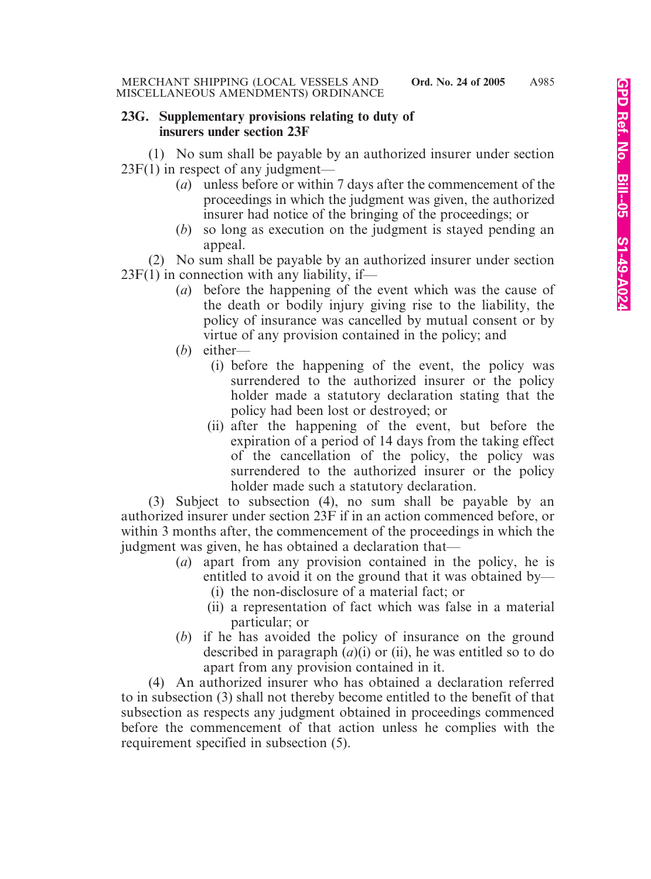**23G. Supplementary provisions relating to duty of insurers under section 23F**

(1) No sum shall be payable by an authorized insurer under section 23F(1) in respect of any judgment—

(*a*) unless before or within 7 days after the commencement of the proceedings in which the judgment was given, the authorized insurer had notice of the bringing of the proceedings; or

(*b*) so long as execution on the judgment is stayed pending an appeal.

(2) No sum shall be payable by an authorized insurer under section 23F(1) in connection with any liability, if—

(*a*) before the happening of the event which was the cause of the death or bodily injury giving rise to the liability, the policy of insurance was cancelled by mutual consent or by virtue of any provision contained in the policy; and

(*b*) either—

(i) before the happening of the event, the policy was surrendered to the authorized insurer or the policy holder made a statutory declaration stating that the policy had been lost or destroyed; or

(ii) after the happening of the event, but before the expiration of a period of 14 days from the taking effect of the cancellation of the policy, the policy was surrendered to the authorized insurer or the policy holder made such a statutory declaration.

(3) Subject to subsection (4), no sum shall be payable by an authorized insurer under section 23F if in an action commenced before, or within 3 months after, the commencement of the proceedings in which the judgment was given, he has obtained a declaration that—

(*a*) apart from any provision contained in the policy, he is entitled to avoid it on the ground that it was obtained by—

(i) the non-disclosure of a material fact; or

(ii) a representation of fact which was false in a material particular; or

(*b*) if he has avoided the policy of insurance on the ground described in paragraph (*a*)(i) or (ii), he was entitled so to do apart from any provision contained in it.

(4) An authorized insurer who has obtained a declaration referred to in subsection (3) shall not thereby become entitled to the benefit of that subsection as respects any judgment obtained in proceedings commenced before the commencement of that action unless he complies with the requirement specified in subsection (5).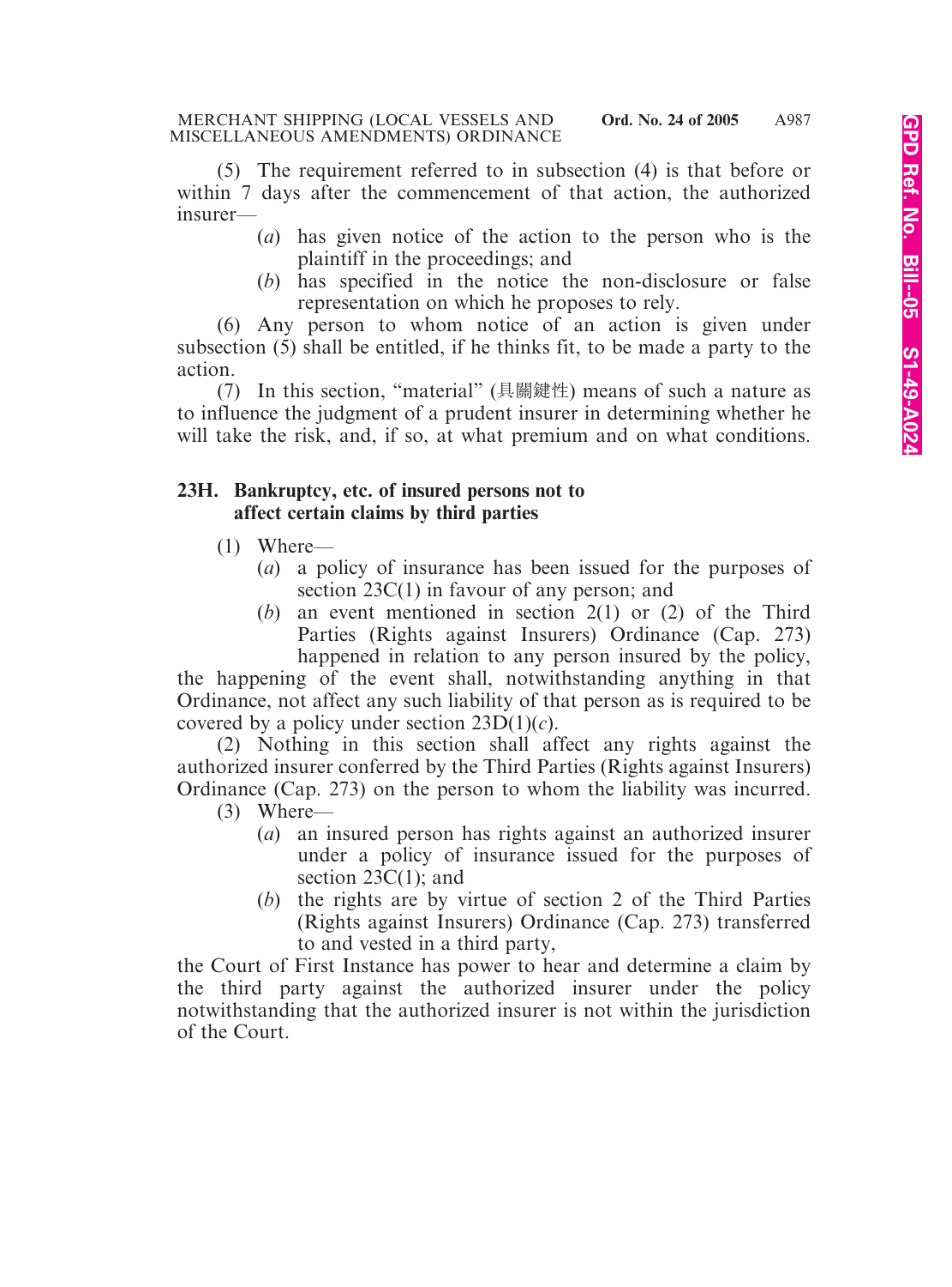(5) The requirement referred to in subsection (4) is that before or within 7 days after the commencement of that action, the authorized insurer—

(*a*) has given notice of the action to the person who is the plaintiff in the proceedings; and

(*b*) has specified in the notice the non-disclosure or false representation on which he proposes to rely.

(6) Any person to whom notice of an action is given under subsection (5) shall be entitled, if he thinks fit, to be made a party to the action.

(7) In this section, "material" (具關鍵性) means of such a nature as to influence the judgment of a prudent insurer in determining whether he will take the risk, and, if so, at what premium and on what conditions.

**23H. Bankruptcy, etc. of insured persons not to affect certain claims by third parties**

(1) Where—

(*a*) a policy of insurance has been issued for the purposes of section 23C(1) in favour of any person; and

(*b*) an event mentioned in section 2(1) or (2) of the Third Parties (Rights against Insurers) Ordinance (Cap. 273) happened in relation to any person insured by the policy,

the happening of the event shall, notwithstanding anything in that Ordinance, not affect any such liability of that person as is required to be covered by a policy under section 23D(1)(*c*).

(2) Nothing in this section shall affect any rights against the authorized insurer conferred by the Third Parties (Rights against Insurers) Ordinance (Cap. 273) on the person to whom the liability was incurred.

(3) Where—

(*a*) an insured person has rights against an authorized insurer under a policy of insurance issued for the purposes of section 23C(1); and

(*b*) the rights are by virtue of section 2 of the Third Parties (Rights against Insurers) Ordinance (Cap. 273) transferred to and vested in a third party,

the Court of First Instance has power to hear and determine a claim by the third party against the authorized insurer under the policy notwithstanding that the authorized insurer is not within the jurisdiction of the Court.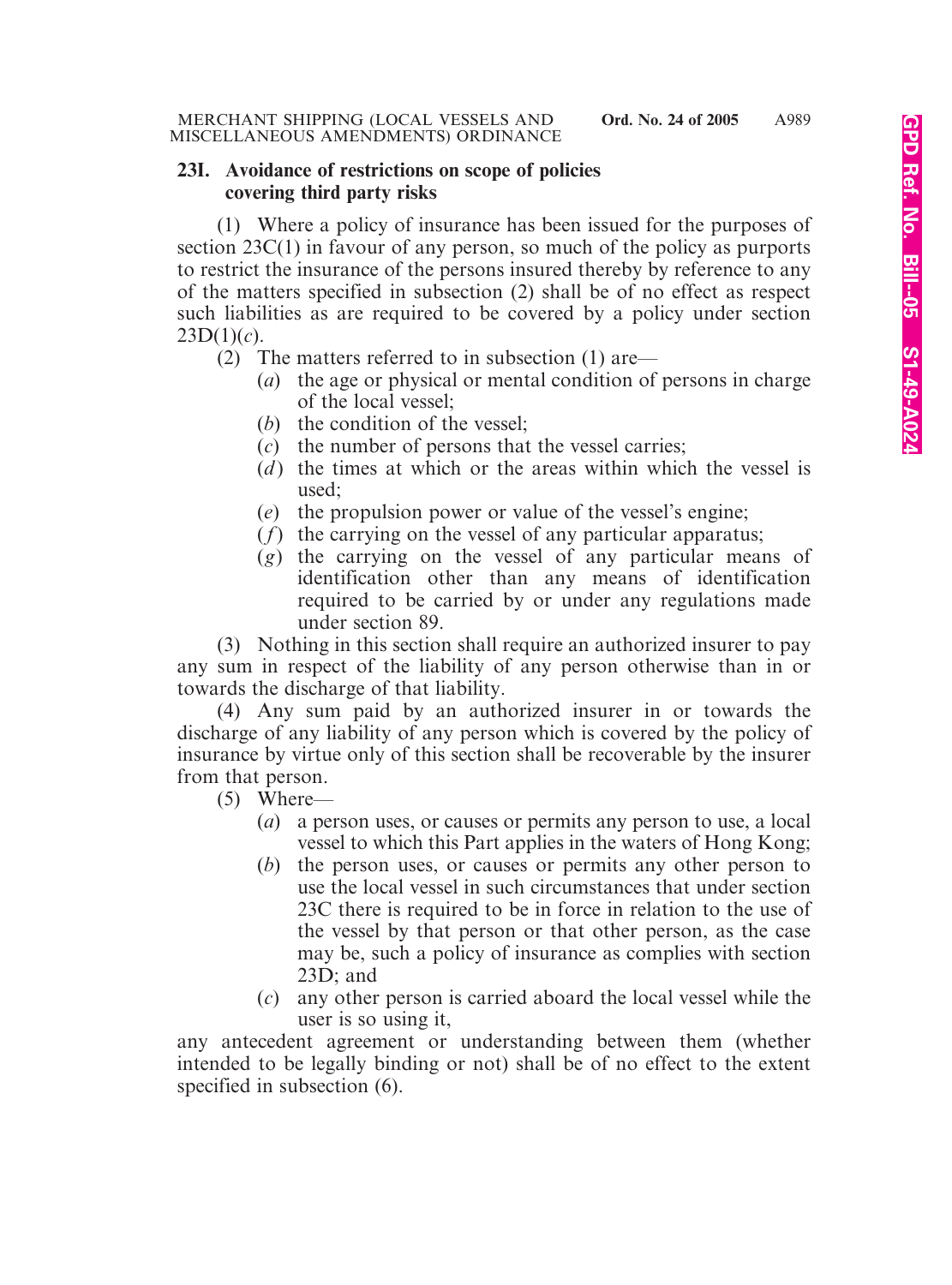**23I. Avoidance of restrictions on scope of policies covering third party risks**

(1) Where a policy of insurance has been issued for the purposes of section 23C(1) in favour of any person, so much of the policy as purports to restrict the insurance of the persons insured thereby by reference to any of the matters specified in subsection (2) shall be of no effect as respect such liabilities as are required to be covered by a policy under section 23D(1)(*c*).

(2) The matters referred to in subsection (1) are—

- (*a*) the age or physical or mental condition of persons in charge of the local vessel;
- (*b*) the condition of the vessel;
- (*c*) the number of persons that the vessel carries;
- (*d*) the times at which or the areas within which the vessel is used;
- (*e*) the propulsion power or value of the vessel's engine;
- (*f*) the carrying on the vessel of any particular apparatus;
- (*g*) the carrying on the vessel of any particular means of identification other than any means of identification required to be carried by or under any regulations made under section 89.

(3) Nothing in this section shall require an authorized insurer to pay any sum in respect of the liability of any person otherwise than in or towards the discharge of that liability.

(4) Any sum paid by an authorized insurer in or towards the discharge of any liability of any person which is covered by the policy of insurance by virtue only of this section shall be recoverable by the insurer from that person.

(5) Where—

- (*a*) a person uses, or causes or permits any person to use, a local vessel to which this Part applies in the waters of Hong Kong;
- (*b*) the person uses, or causes or permits any other person to use the local vessel in such circumstances that under section 23C there is required to be in force in relation to the use of the vessel by that person or that other person, as the case may be, such a policy of insurance as complies with section 23D; and
- (*c*) any other person is carried aboard the local vessel while the user is so using it,

any antecedent agreement or understanding between them (whether intended to be legally binding or not) shall be of no effect to the extent specified in subsection (6).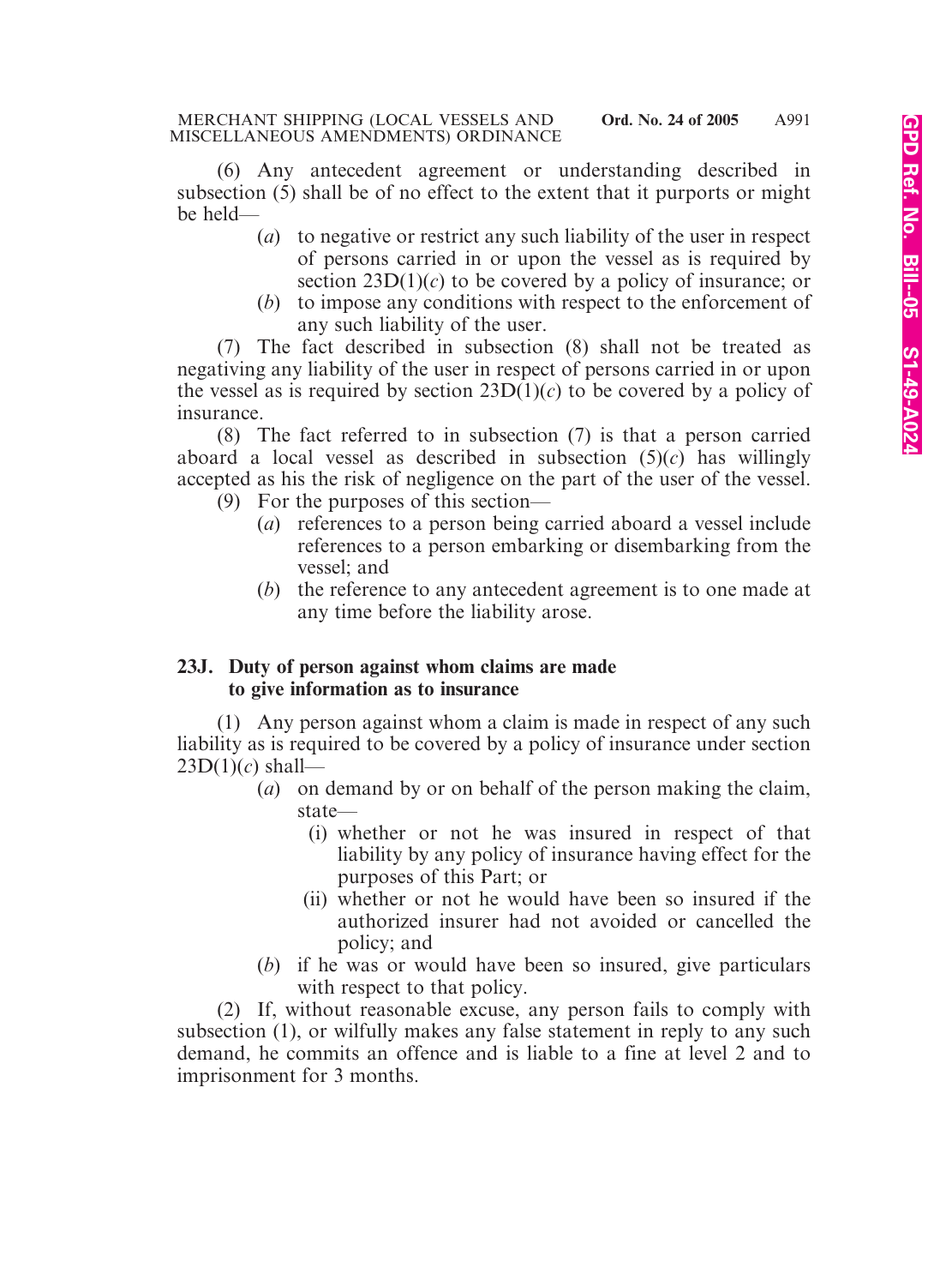(6) Any antecedent agreement or understanding described in subsection (5) shall be of no effect to the extent that it purports or might be held—

(*a*) to negative or restrict any such liability of the user in respect of persons carried in or upon the vessel as is required by section 23D(1)(*c*) to be covered by a policy of insurance; or

(*b*) to impose any conditions with respect to the enforcement of any such liability of the user.

(7) The fact described in subsection (8) shall not be treated as negativing any liability of the user in respect of persons carried in or upon the vessel as is required by section 23D(1)(*c*) to be covered by a policy of insurance.

(8) The fact referred to in subsection (7) is that a person carried aboard a local vessel as described in subsection (5)(*c*) has willingly accepted as his the risk of negligence on the part of the user of the vessel.

(9) For the purposes of this section—

(*a*) references to a person being carried aboard a vessel include references to a person embarking or disembarking from the vessel; and

(*b*) the reference to any antecedent agreement is to one made at any time before the liability arose.

**23J. Duty of person against whom claims are made to give information as to insurance**

(1) Any person against whom a claim is made in respect of any such liability as is required to be covered by a policy of insurance under section 23D(1)(*c*) shall—

(*a*) on demand by or on behalf of the person making the claim, state—

(i) whether or not he was insured in respect of that liability by any policy of insurance having effect for the purposes of this Part; or

(ii) whether or not he would have been so insured if the authorized insurer had not avoided or cancelled the policy; and

(*b*) if he was or would have been so insured, give particulars with respect to that policy.

(2) If, without reasonable excuse, any person fails to comply with subsection (1), or wilfully makes any false statement in reply to any such demand, he commits an offence and is liable to a fine at level 2 and to imprisonment for 3 months.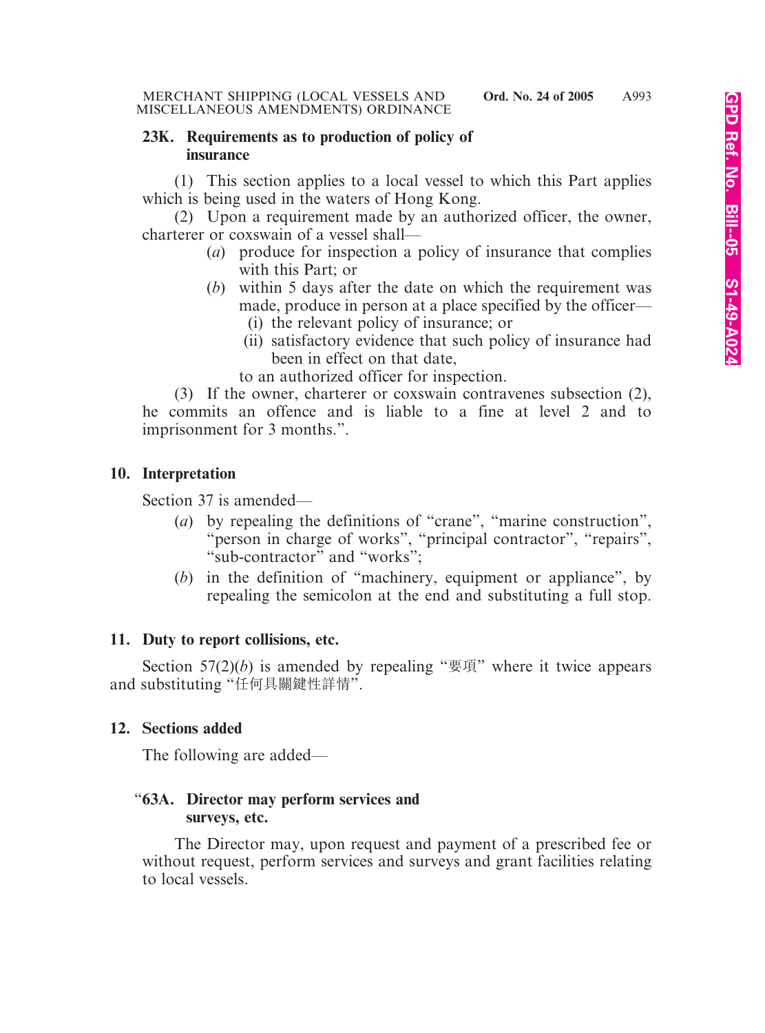**23K. Requirements as to production of policy of insurance**

(1) This section applies to a local vessel to which this Part applies which is being used in the waters of Hong Kong.

(2) Upon a requirement made by an authorized officer, the owner, charterer or coxswain of a vessel shall—

- (*a*) produce for inspection a policy of insurance that complies with this Part; or
- (*b*) within 5 days after the date on which the requirement was made, produce in person at a place specified by the officer—
  - (i) the relevant policy of insurance; or
  - (ii) satisfactory evidence that such policy of insurance had been in effect on that date,

  to an authorized officer for inspection.

(3) If the owner, charterer or coxswain contravenes subsection (2), he commits an offence and is liable to a fine at level 2 and to imprisonment for 3 months.".

## 10. Interpretation

Section 37 is amended—

- (*a*) by repealing the definitions of "crane", "marine construction", "person in charge of works", "principal contractor", "repairs", "sub-contractor" and "works";
- (*b*) in the definition of "machinery, equipment or appliance", by repealing the semicolon at the end and substituting a full stop.

## 11. Duty to report collisions, etc.

Section 57(2)(*b*) is amended by repealing "要項" where it twice appears and substituting "任何具關鍵性詳情".

## 12. Sections added

The following are added—

"**63A. Director may perform services and surveys, etc.**

The Director may, upon request and payment of a prescribed fee or without request, perform services and surveys and grant facilities relating to local vessels.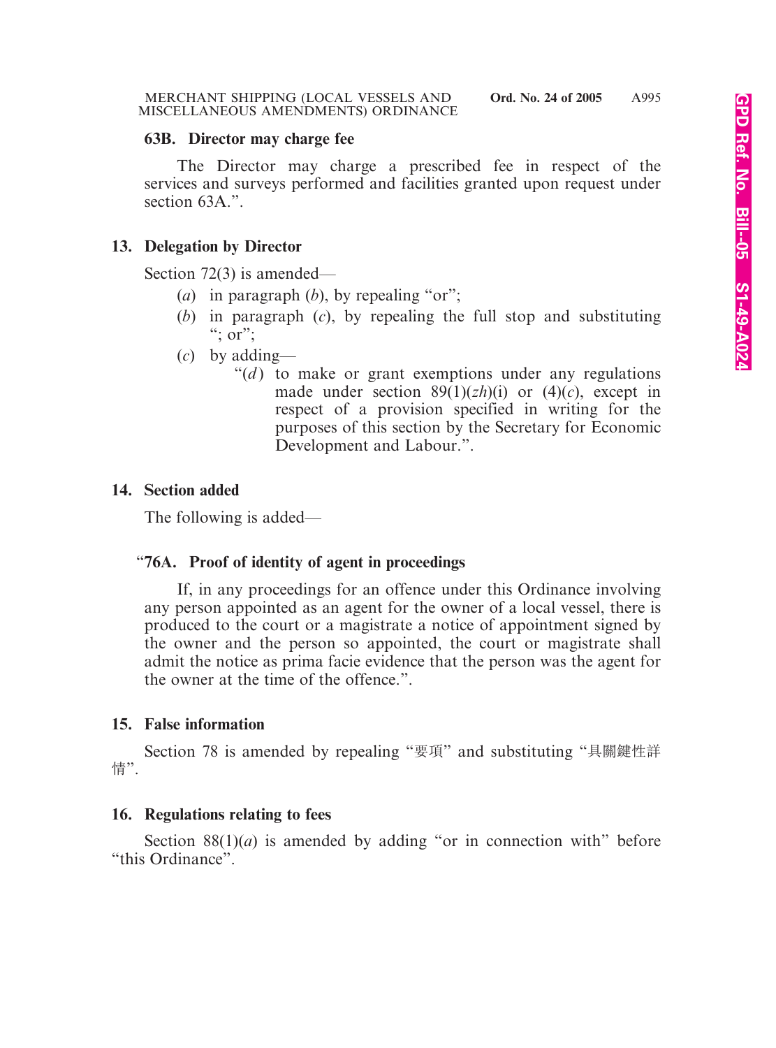**63B. Director may charge fee**

The Director may charge a prescribed fee in respect of the services and surveys performed and facilities granted upon request under section 63A.".

**13. Delegation by Director**

Section 72(3) is amended—

(*a*) in paragraph (*b*), by repealing "or";

(*b*) in paragraph (*c*), by repealing the full stop and substituting "; or";

(*c*) by adding—

"(*d*) to make or grant exemptions under any regulations made under section 89(1)(*zh*)(i) or (4)(*c*), except in respect of a provision specified in writing for the purposes of this section by the Secretary for Economic Development and Labour.".

**14. Section added**

The following is added—

"**76A. Proof of identity of agent in proceedings**

If, in any proceedings for an offence under this Ordinance involving any person appointed as an agent for the owner of a local vessel, there is produced to the court or a magistrate a notice of appointment signed by the owner and the person so appointed, the court or magistrate shall admit the notice as prima facie evidence that the person was the agent for the owner at the time of the offence.".

**15. False information**

Section 78 is amended by repealing "要項" and substituting "具關鍵性詳情".

**16. Regulations relating to fees**

Section 88(1)(*a*) is amended by adding "or in connection with" before "this Ordinance".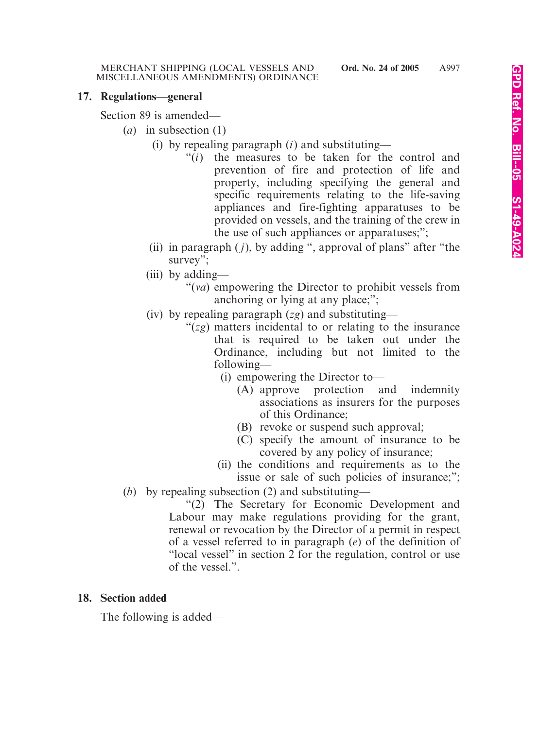**17. Regulations—general**

Section 89 is amended—

(*a*) in subsection (1)—

(i) by repealing paragraph (*i*) and substituting—

"(*i*) the measures to be taken for the control and prevention of fire and protection of life and property, including specifying the general and specific requirements relating to the life-saving appliances and fire-fighting apparatuses to be provided on vessels, and the training of the crew in the use of such appliances or apparatuses;";

(ii) in paragraph (*j*), by adding ", approval of plans" after "the survey";

(iii) by adding—

"(*va*) empowering the Director to prohibit vessels from anchoring or lying at any place;";

(iv) by repealing paragraph (*zg*) and substituting—

"(*zg*) matters incidental to or relating to the insurance that is required to be taken out under the Ordinance, including but not limited to the following—

(i) empowering the Director to—

(A) approve protection and indemnity associations as insurers for the purposes of this Ordinance;

(B) revoke or suspend such approval;

(C) specify the amount of insurance to be covered by any policy of insurance;

(ii) the conditions and requirements as to the issue or sale of such policies of insurance;";

(*b*) by repealing subsection (2) and substituting—

"(2) The Secretary for Economic Development and Labour may make regulations providing for the grant, renewal or revocation by the Director of a permit in respect of a vessel referred to in paragraph (*e*) of the definition of "local vessel" in section 2 for the regulation, control or use of the vessel.".

**18. Section added**

The following is added—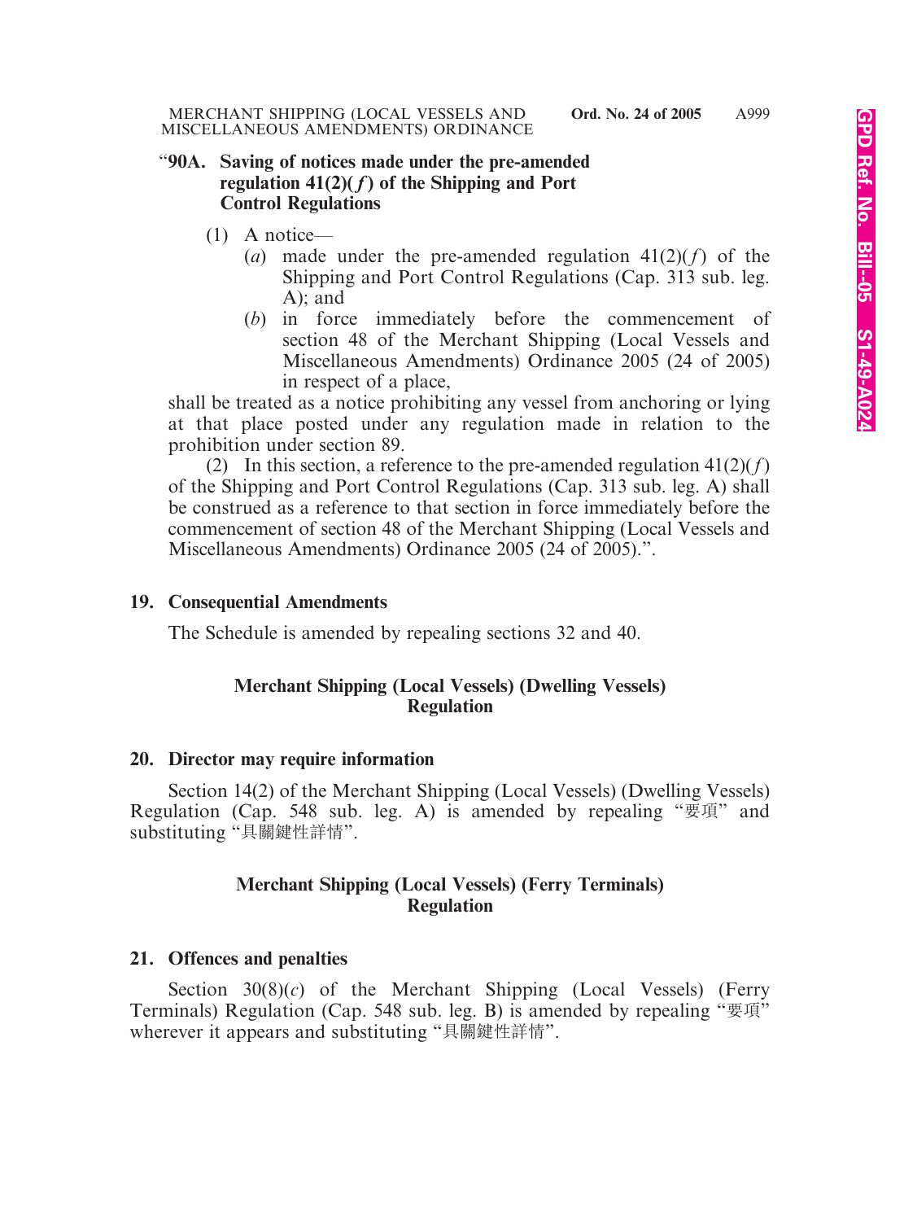**"90A. Saving of notices made under the pre-amended regulation 41(2)(*f*) of the Shipping and Port Control Regulations**

(1) A notice—

(*a*) made under the pre-amended regulation 41(2)(*f*) of the Shipping and Port Control Regulations (Cap. 313 sub. leg. A); and

(*b*) in force immediately before the commencement of section 48 of the Merchant Shipping (Local Vessels and Miscellaneous Amendments) Ordinance 2005 (24 of 2005) in respect of a place,

shall be treated as a notice prohibiting any vessel from anchoring or lying at that place posted under any regulation made in relation to the prohibition under section 89.

(2) In this section, a reference to the pre-amended regulation 41(2)(*f*) of the Shipping and Port Control Regulations (Cap. 313 sub. leg. A) shall be construed as a reference to that section in force immediately before the commencement of section 48 of the Merchant Shipping (Local Vessels and Miscellaneous Amendments) Ordinance 2005 (24 of 2005).".

**19. Consequential Amendments**

The Schedule is amended by repealing sections 32 and 40.

**Merchant Shipping (Local Vessels) (Dwelling Vessels) Regulation**

**20. Director may require information**

Section 14(2) of the Merchant Shipping (Local Vessels) (Dwelling Vessels) Regulation (Cap. 548 sub. leg. A) is amended by repealing "要項" and substituting "具關鍵性詳情".

**Merchant Shipping (Local Vessels) (Ferry Terminals) Regulation**

**21. Offences and penalties**

Section 30(8)(*c*) of the Merchant Shipping (Local Vessels) (Ferry Terminals) Regulation (Cap. 548 sub. leg. B) is amended by repealing "要項" wherever it appears and substituting "具關鍵性詳情".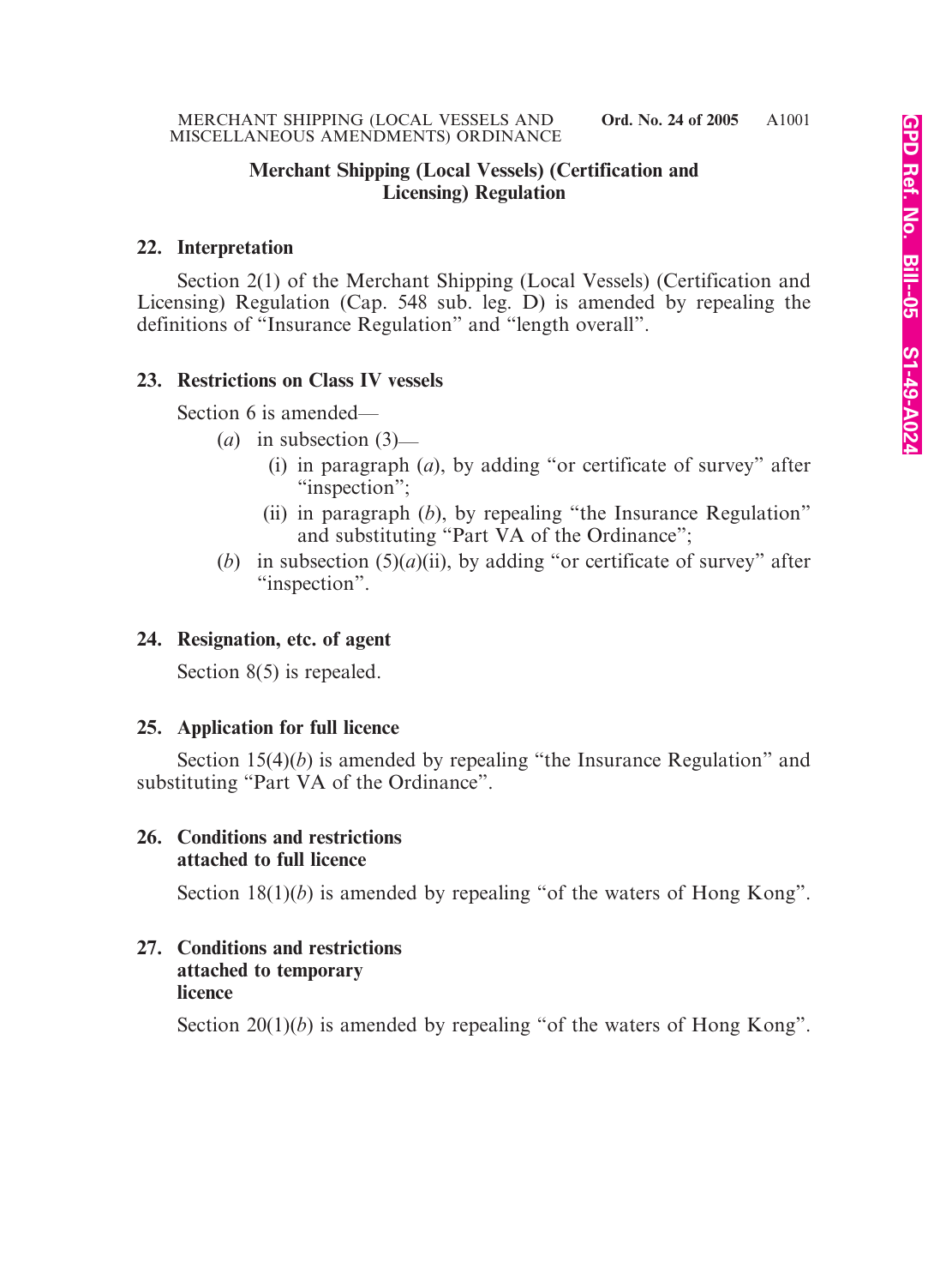## Merchant Shipping (Local Vessels) (Certification and Licensing) Regulation

### 22. Interpretation

Section 2(1) of the Merchant Shipping (Local Vessels) (Certification and Licensing) Regulation (Cap. 548 sub. leg. D) is amended by repealing the definitions of "Insurance Regulation" and "length overall".

### 23. Restrictions on Class IV vessels

Section 6 is amended—

(*a*) in subsection (3)—

(i) in paragraph (*a*), by adding "or certificate of survey" after "inspection";

(ii) in paragraph (*b*), by repealing "the Insurance Regulation" and substituting "Part VA of the Ordinance";

(*b*) in subsection (5)(*a*)(ii), by adding "or certificate of survey" after "inspection".

### 24. Resignation, etc. of agent

Section 8(5) is repealed.

### 25. Application for full licence

Section 15(4)(*b*) is amended by repealing "the Insurance Regulation" and substituting "Part VA of the Ordinance".

### 26. Conditions and restrictions attached to full licence

Section 18(1)(*b*) is amended by repealing "of the waters of Hong Kong".

### 27. Conditions and restrictions attached to temporary licence

Section 20(1)(*b*) is amended by repealing "of the waters of Hong Kong".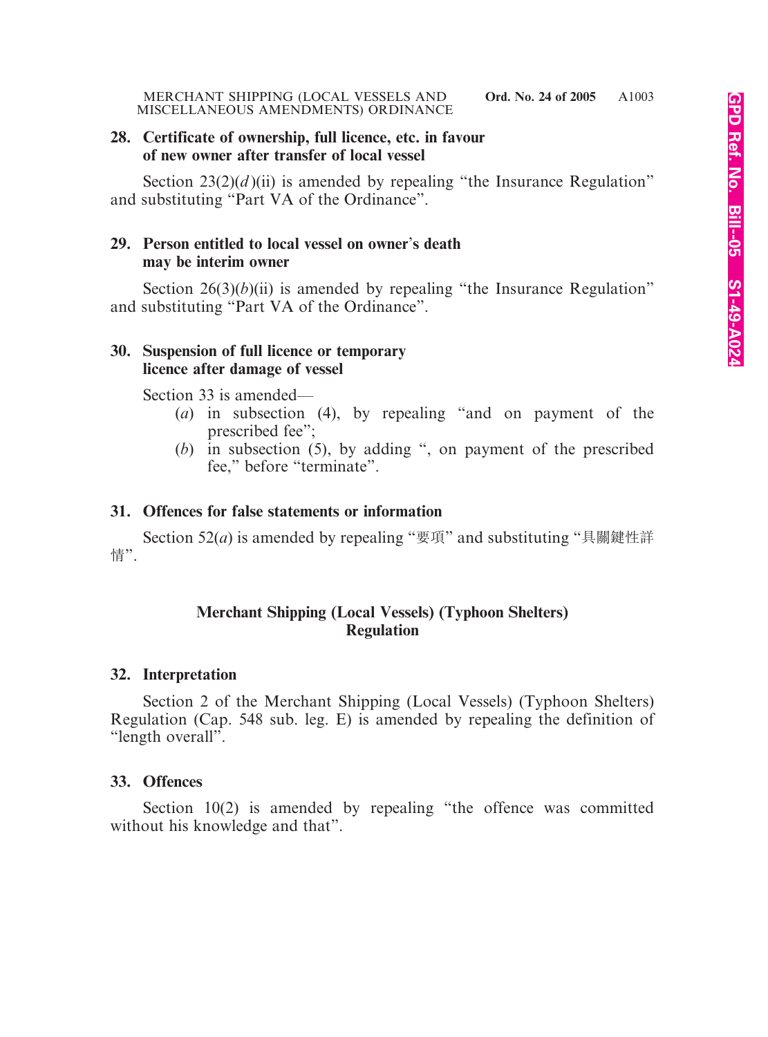**28. Certificate of ownership, full licence, etc. in favour of new owner after transfer of local vessel**

Section 23(2)(*d*)(ii) is amended by repealing "the Insurance Regulation" and substituting "Part VA of the Ordinance".

**29. Person entitled to local vessel on owner's death may be interim owner**

Section 26(3)(*b*)(ii) is amended by repealing "the Insurance Regulation" and substituting "Part VA of the Ordinance".

**30. Suspension of full licence or temporary licence after damage of vessel**

Section 33 is amended—

(*a*) in subsection (4), by repealing "and on payment of the prescribed fee";

(*b*) in subsection (5), by adding ", on payment of the prescribed fee," before "terminate".

**31. Offences for false statements or information**

Section 52(*a*) is amended by repealing "要項" and substituting "具關鍵性詳情".

## Merchant Shipping (Local Vessels) (Typhoon Shelters) Regulation

**32. Interpretation**

Section 2 of the Merchant Shipping (Local Vessels) (Typhoon Shelters) Regulation (Cap. 548 sub. leg. E) is amended by repealing the definition of "length overall".

**33. Offences**

Section 10(2) is amended by repealing "the offence was committed without his knowledge and that".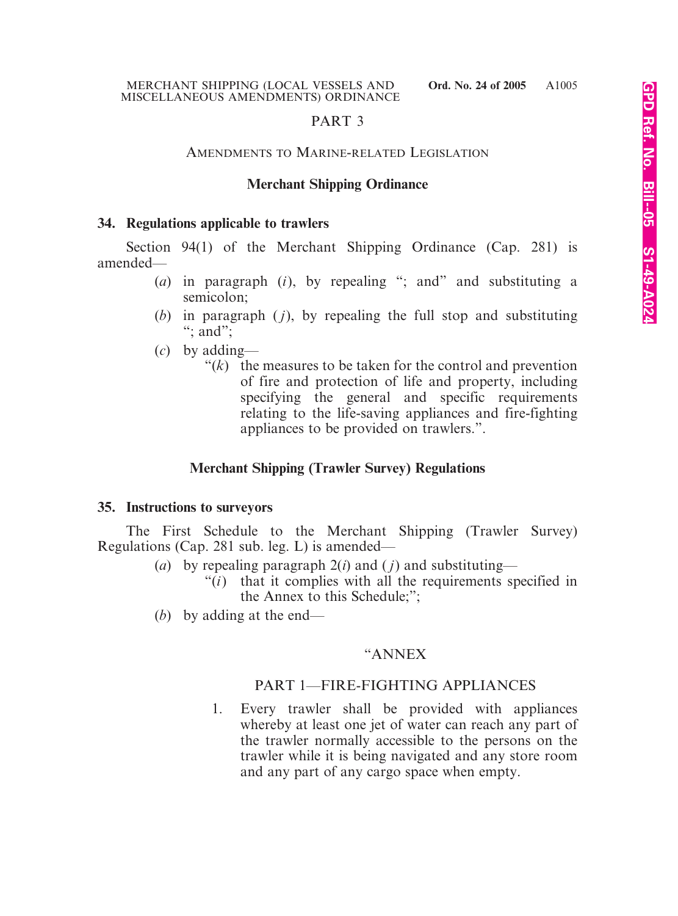## PART 3

### AMENDMENTS TO MARINE-RELATED LEGISLATION

#### Merchant Shipping Ordinance

**34. Regulations applicable to trawlers**

Section 94(1) of the Merchant Shipping Ordinance (Cap. 281) is amended—

(*a*) in paragraph (*i*), by repealing "; and" and substituting a semicolon;

(*b*) in paragraph (*j*), by repealing the full stop and substituting "; and";

(*c*) by adding—

"(*k*) the measures to be taken for the control and prevention of fire and protection of life and property, including specifying the general and specific requirements relating to the life-saving appliances and fire-fighting appliances to be provided on trawlers.".

#### Merchant Shipping (Trawler Survey) Regulations

**35. Instructions to surveyors**

The First Schedule to the Merchant Shipping (Trawler Survey) Regulations (Cap. 281 sub. leg. L) is amended—

(*a*) by repealing paragraph 2(*i*) and (*j*) and substituting—

"(*i*) that it complies with all the requirements specified in the Annex to this Schedule;";

(*b*) by adding at the end—

"ANNEX

PART 1—FIRE-FIGHTING APPLIANCES

1. Every trawler shall be provided with appliances whereby at least one jet of water can reach any part of the trawler normally accessible to the persons on the trawler while it is being navigated and any store room and any part of any cargo space when empty.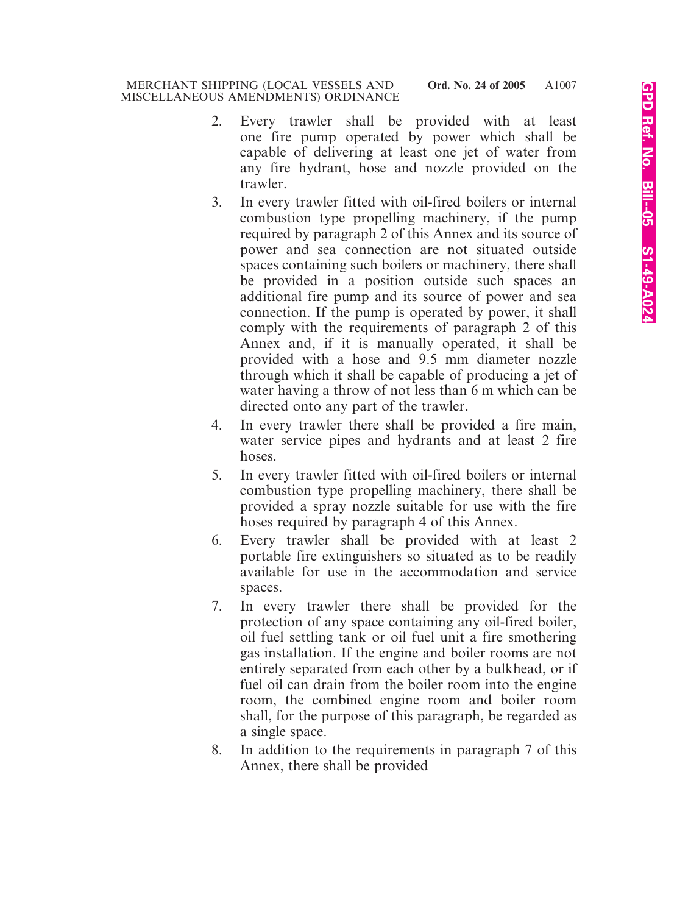2. Every trawler shall be provided with at least one fire pump operated by power which shall be capable of delivering at least one jet of water from any fire hydrant, hose and nozzle provided on the trawler.

3. In every trawler fitted with oil-fired boilers or internal combustion type propelling machinery, if the pump required by paragraph 2 of this Annex and its source of power and sea connection are not situated outside spaces containing such boilers or machinery, there shall be provided in a position outside such spaces an additional fire pump and its source of power and sea connection. If the pump is operated by power, it shall comply with the requirements of paragraph 2 of this Annex and, if it is manually operated, it shall be provided with a hose and 9.5 mm diameter nozzle through which it shall be capable of producing a jet of water having a throw of not less than 6 m which can be directed onto any part of the trawler.

4. In every trawler there shall be provided a fire main, water service pipes and hydrants and at least 2 fire hoses.

5. In every trawler fitted with oil-fired boilers or internal combustion type propelling machinery, there shall be provided a spray nozzle suitable for use with the fire hoses required by paragraph 4 of this Annex.

6. Every trawler shall be provided with at least 2 portable fire extinguishers so situated as to be readily available for use in the accommodation and service spaces.

7. In every trawler there shall be provided for the protection of any space containing any oil-fired boiler, oil fuel settling tank or oil fuel unit a fire smothering gas installation. If the engine and boiler rooms are not entirely separated from each other by a bulkhead, or if fuel oil can drain from the boiler room into the engine room, the combined engine room and boiler room shall, for the purpose of this paragraph, be regarded as a single space.

8. In addition to the requirements in paragraph 7 of this Annex, there shall be provided—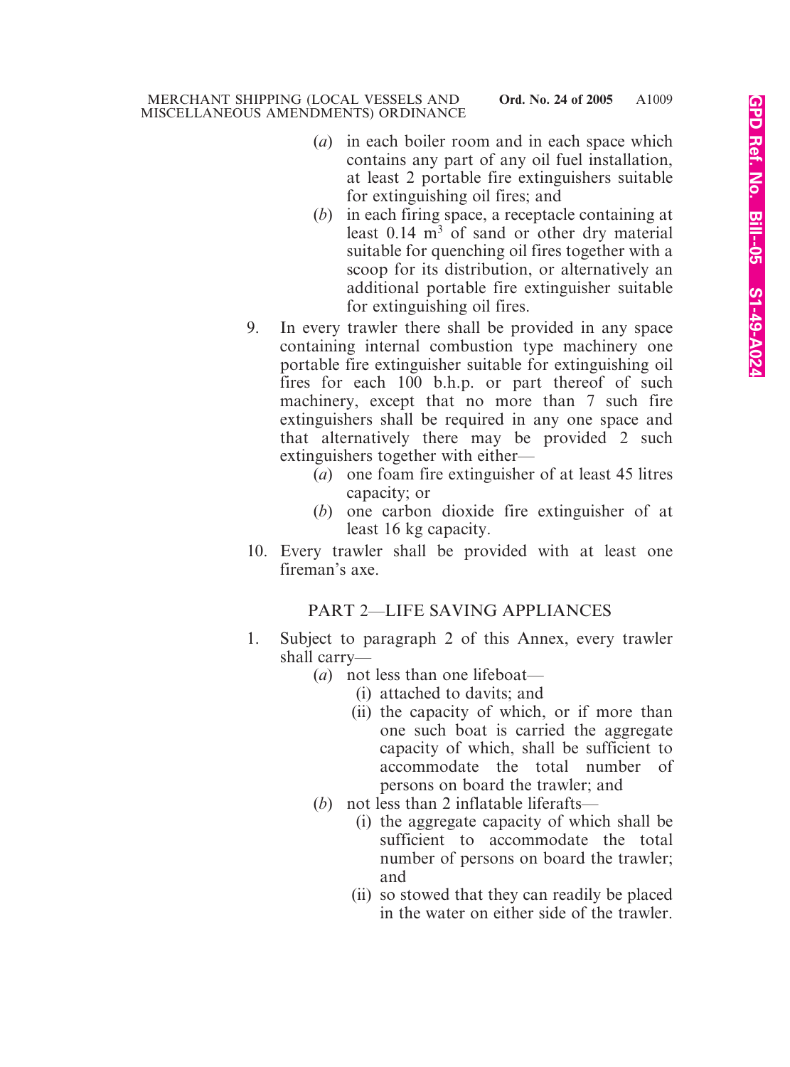(*a*) in each boiler room and in each space which contains any part of any oil fuel installation, at least 2 portable fire extinguishers suitable for extinguishing oil fires; and

(*b*) in each firing space, a receptacle containing at least 0.14 $m^3$ of sand or other dry material suitable for quenching oil fires together with a scoop for its distribution, or alternatively an additional portable fire extinguisher suitable for extinguishing oil fires.

9. In every trawler there shall be provided in any space containing internal combustion type machinery one portable fire extinguisher suitable for extinguishing oil fires for each 100 b.h.p. or part thereof of such machinery, except that no more than 7 such fire extinguishers shall be required in any one space and that alternatively there may be provided 2 such extinguishers together with either—

   (*a*) one foam fire extinguisher of at least 45 litres capacity; or

   (*b*) one carbon dioxide fire extinguisher of at least 16 kg capacity.

10. Every trawler shall be provided with at least one fireman's axe.

## PART 2—LIFE SAVING APPLIANCES

1. Subject to paragraph 2 of this Annex, every trawler shall carry—

   (*a*) not less than one lifeboat—

      (i) attached to davits; and

      (ii) the capacity of which, or if more than one such boat is carried the aggregate capacity of which, shall be sufficient to accommodate the total number of persons on board the trawler; and

   (*b*) not less than 2 inflatable liferafts—

      (i) the aggregate capacity of which shall be sufficient to accommodate the total number of persons on board the trawler; and

      (ii) so stowed that they can readily be placed in the water on either side of the trawler.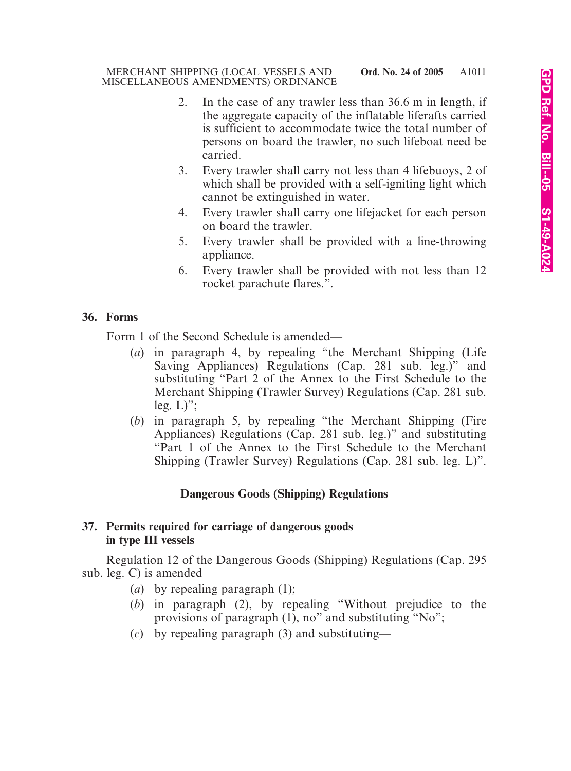2. In the case of any trawler less than 36.6 m in length, if the aggregate capacity of the inflatable liferafts carried is sufficient to accommodate twice the total number of persons on board the trawler, no such lifeboat need be carried.
3. Every trawler shall carry not less than 4 lifebuoys, 2 of which shall be provided with a self-igniting light which cannot be extinguished in water.
4. Every trawler shall carry one lifejacket for each person on board the trawler.
5. Every trawler shall be provided with a line-throwing appliance.
6. Every trawler shall be provided with not less than 12 rocket parachute flares.".

**36. Forms**

Form 1 of the Second Schedule is amended—

(*a*) in paragraph 4, by repealing "the Merchant Shipping (Life Saving Appliances) Regulations (Cap. 281 sub. leg.)" and substituting "Part 2 of the Annex to the First Schedule to the Merchant Shipping (Trawler Survey) Regulations (Cap. 281 sub. leg. L)";

(*b*) in paragraph 5, by repealing "the Merchant Shipping (Fire Appliances) Regulations (Cap. 281 sub. leg.)" and substituting "Part 1 of the Annex to the First Schedule to the Merchant Shipping (Trawler Survey) Regulations (Cap. 281 sub. leg. L)".

**Dangerous Goods (Shipping) Regulations**

**37. Permits required for carriage of dangerous goods in type III vessels**

Regulation 12 of the Dangerous Goods (Shipping) Regulations (Cap. 295 sub. leg. C) is amended—

(*a*) by repealing paragraph (1);

(*b*) in paragraph (2), by repealing "Without prejudice to the provisions of paragraph (1), no" and substituting "No";

(*c*) by repealing paragraph (3) and substituting—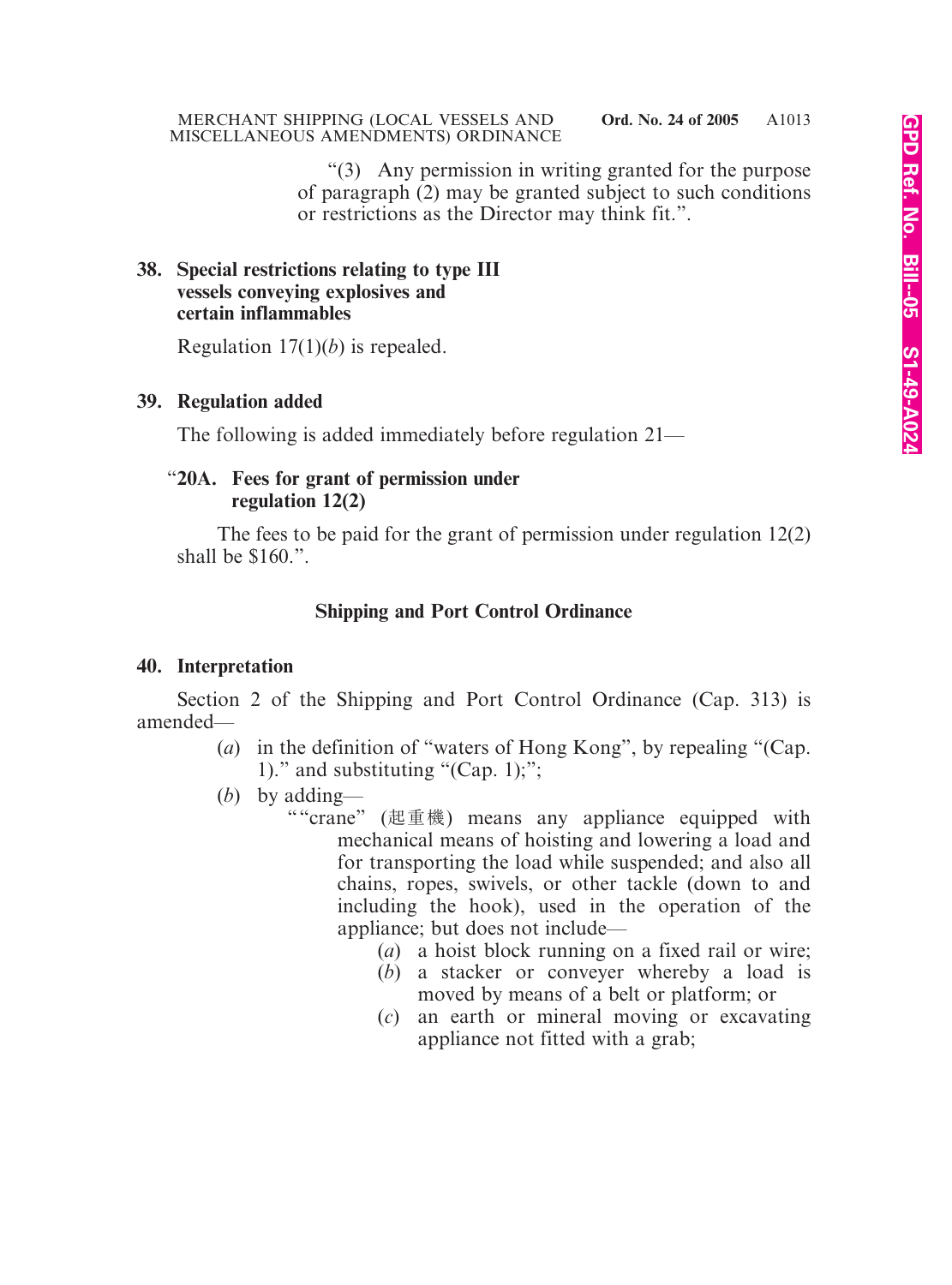"(3) Any permission in writing granted for the purpose of paragraph (2) may be granted subject to such conditions or restrictions as the Director may think fit.".

**38. Special restrictions relating to type III vessels conveying explosives and certain inflammables**

Regulation 17(1)(*b*) is repealed.

**39. Regulation added**

The following is added immediately before regulation 21—

"**20A. Fees for grant of permission under regulation 12(2)**

The fees to be paid for the grant of permission under regulation 12(2) shall be $160.".

**Shipping and Port Control Ordinance**

**40. Interpretation**

Section 2 of the Shipping and Port Control Ordinance (Cap. 313) is amended—

(*a*) in the definition of "waters of Hong Kong", by repealing "(Cap. 1)." and substituting "(Cap. 1);";

(*b*) by adding—

""crane" (起重機) means any appliance equipped with mechanical means of hoisting and lowering a load and for transporting the load while suspended; and also all chains, ropes, swivels, or other tackle (down to and including the hook), used in the operation of the appliance; but does not include—

(*a*) a hoist block running on a fixed rail or wire;

(*b*) a stacker or conveyer whereby a load is moved by means of a belt or platform; or

(*c*) an earth or mineral moving or excavating appliance not fitted with a grab;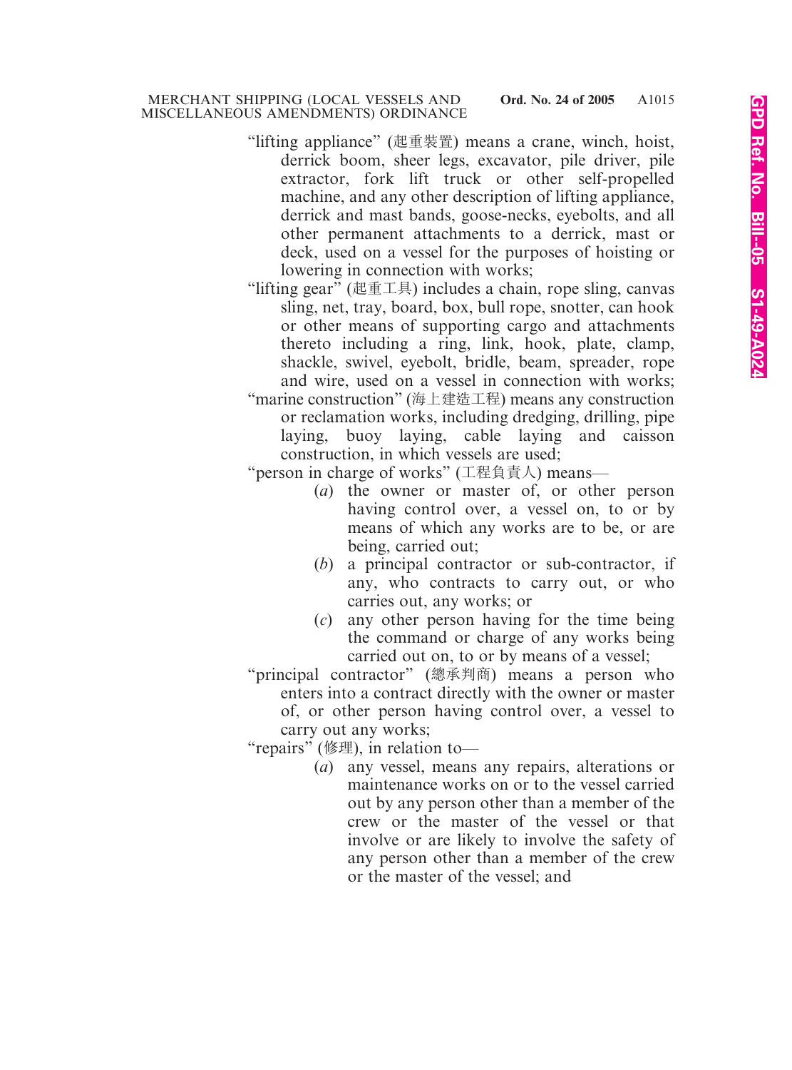"lifting appliance" (起重裝置) means a crane, winch, hoist, derrick boom, sheer legs, excavator, pile driver, pile extractor, fork lift truck or other self-propelled machine, and any other description of lifting appliance, derrick and mast bands, goose-necks, eyebolts, and all other permanent attachments to a derrick, mast or deck, used on a vessel for the purposes of hoisting or lowering in connection with works;

"lifting gear" (起重工具) includes a chain, rope sling, canvas sling, net, tray, board, box, bull rope, snotter, can hook or other means of supporting cargo and attachments thereto including a ring, link, hook, plate, clamp, shackle, swivel, eyebolt, bridle, beam, spreader, rope and wire, used on a vessel in connection with works;

"marine construction" (海上建造工程) means any construction or reclamation works, including dredging, drilling, pipe laying, buoy laying, cable laying and caisson construction, in which vessels are used;

"person in charge of works" (工程負責人) means—

(*a*) the owner or master of, or other person having control over, a vessel on, to or by means of which any works are to be, or are being, carried out;

(*b*) a principal contractor or sub-contractor, if any, who contracts to carry out, or who carries out, any works; or

(*c*) any other person having for the time being the command or charge of any works being carried out on, to or by means of a vessel;

"principal contractor" (總承判商) means a person who enters into a contract directly with the owner or master of, or other person having control over, a vessel to carry out any works;

"repairs" (修理), in relation to—

(*a*) any vessel, means any repairs, alterations or maintenance works on or to the vessel carried out by any person other than a member of the crew or the master of the vessel or that involve or are likely to involve the safety of any person other than a member of the crew or the master of the vessel; and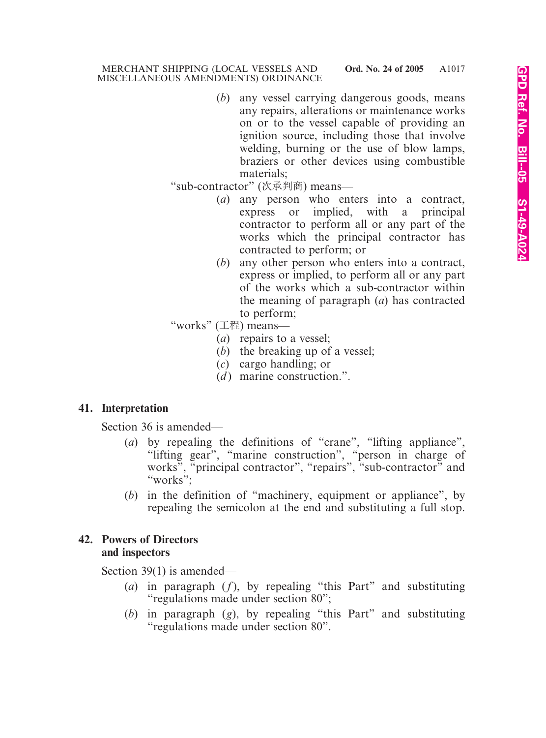(*b*) any vessel carrying dangerous goods, means any repairs, alterations or maintenance works on or to the vessel capable of providing an ignition source, including those that involve welding, burning or the use of blow lamps, braziers or other devices using combustible materials;

"sub-contractor" (次承判商) means—

(*a*) any person who enters into a contract, express or implied, with a principal contractor to perform all or any part of the works which the principal contractor has contracted to perform; or

(*b*) any other person who enters into a contract, express or implied, to perform all or any part of the works which a sub-contractor within the meaning of paragraph (*a*) has contracted to perform;

"works" (工程) means—

(*a*) repairs to a vessel;

(*b*) the breaking up of a vessel;

(*c*) cargo handling; or

(*d*) marine construction.".

**41. Interpretation**

Section 36 is amended—

(*a*) by repealing the definitions of "crane", "lifting appliance", "lifting gear", "marine construction", "person in charge of works", "principal contractor", "repairs", "sub-contractor" and "works";

(*b*) in the definition of "machinery, equipment or appliance", by repealing the semicolon at the end and substituting a full stop.

**42. Powers of Directors and inspectors**

Section 39(1) is amended—

(*a*) in paragraph (*f*), by repealing "this Part" and substituting "regulations made under section 80";

(*b*) in paragraph (*g*), by repealing "this Part" and substituting "regulations made under section 80".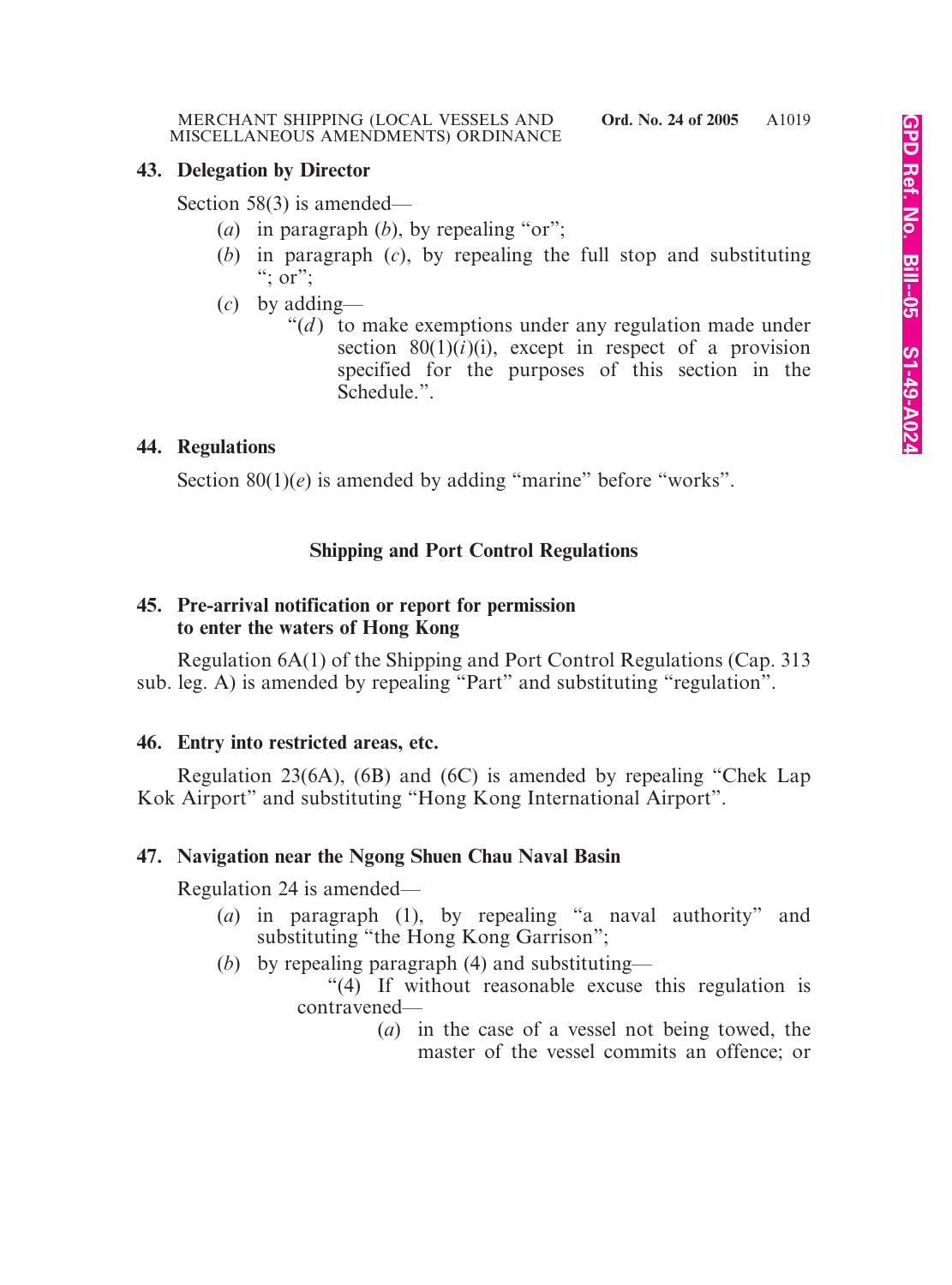**43. Delegation by Director**

Section 58(3) is amended—

(*a*) in paragraph (*b*), by repealing "or";

(*b*) in paragraph (*c*), by repealing the full stop and substituting "; or";

(*c*) by adding—

"(*d*) to make exemptions under any regulation made under section 80(1)(*i*)(i), except in respect of a provision specified for the purposes of this section in the Schedule.".

**44. Regulations**

Section 80(1)(*e*) is amended by adding "marine" before "works".

**Shipping and Port Control Regulations**

**45. Pre-arrival notification or report for permission to enter the waters of Hong Kong**

Regulation 6A(1) of the Shipping and Port Control Regulations (Cap. 313 sub. leg. A) is amended by repealing "Part" and substituting "regulation".

**46. Entry into restricted areas, etc.**

Regulation 23(6A), (6B) and (6C) is amended by repealing "Chek Lap Kok Airport" and substituting "Hong Kong International Airport".

**47. Navigation near the Ngong Shuen Chau Naval Basin**

Regulation 24 is amended—

(*a*) in paragraph (1), by repealing "a naval authority" and substituting "the Hong Kong Garrison";

(*b*) by repealing paragraph (4) and substituting—

"(4) If without reasonable excuse this regulation is contravened—

(*a*) in the case of a vessel not being towed, the master of the vessel commits an offence; or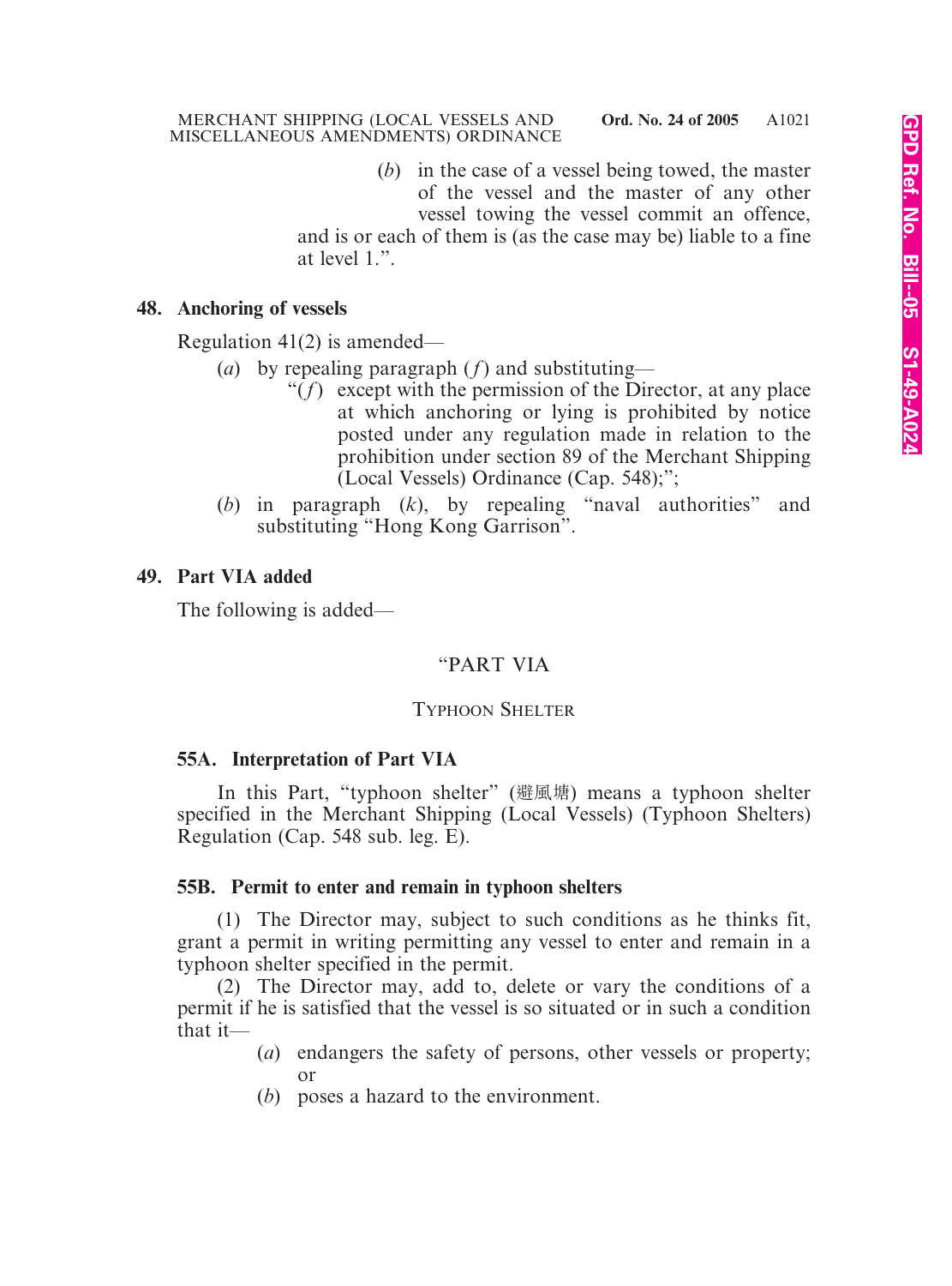(*b*) in the case of a vessel being towed, the master of the vessel and the master of any other vessel towing the vessel commit an offence,

and is or each of them is (as the case may be) liable to a fine at level 1.".

**48. Anchoring of vessels**

Regulation 41(2) is amended—

(*a*) by repealing paragraph (*f*) and substituting—

"(*f*) except with the permission of the Director, at any place at which anchoring or lying is prohibited by notice posted under any regulation made in relation to the prohibition under section 89 of the Merchant Shipping (Local Vessels) Ordinance (Cap. 548);";

(*b*) in paragraph (*k*), by repealing "naval authorities" and substituting "Hong Kong Garrison".

**49. Part VIA added**

The following is added—

"PART VIA

TYPHOON SHELTER

**55A. Interpretation of Part VIA**

In this Part, "typhoon shelter" (避風塘) means a typhoon shelter specified in the Merchant Shipping (Local Vessels) (Typhoon Shelters) Regulation (Cap. 548 sub. leg. E).

**55B. Permit to enter and remain in typhoon shelters**

(1) The Director may, subject to such conditions as he thinks fit, grant a permit in writing permitting any vessel to enter and remain in a typhoon shelter specified in the permit.

(2) The Director may, add to, delete or vary the conditions of a permit if he is satisfied that the vessel is so situated or in such a condition that it—

(*a*) endangers the safety of persons, other vessels or property; or

(*b*) poses a hazard to the environment.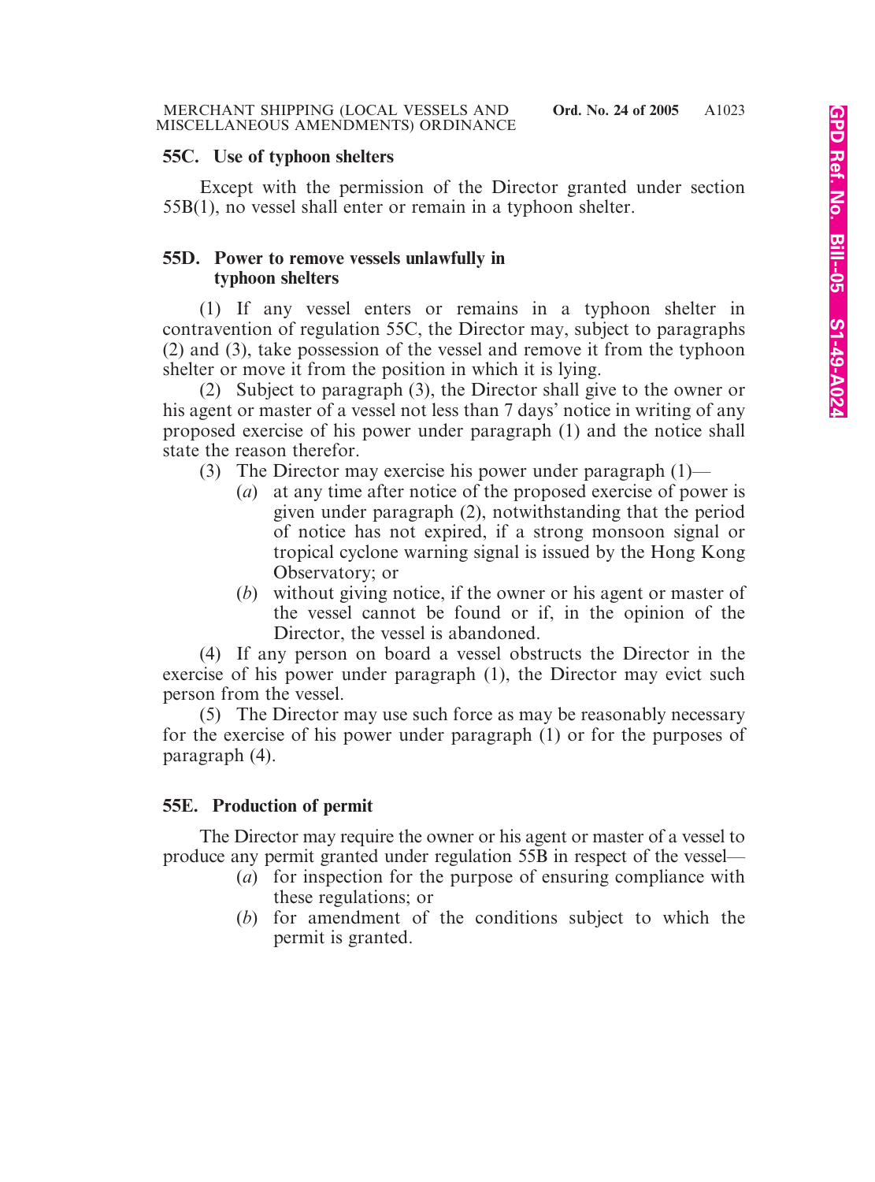### 55C. Use of typhoon shelters

Except with the permission of the Director granted under section 55B(1), no vessel shall enter or remain in a typhoon shelter.

### 55D. Power to remove vessels unlawfully in typhoon shelters

(1) If any vessel enters or remains in a typhoon shelter in contravention of regulation 55C, the Director may, subject to paragraphs (2) and (3), take possession of the vessel and remove it from the typhoon shelter or move it from the position in which it is lying.

(2) Subject to paragraph (3), the Director shall give to the owner or his agent or master of a vessel not less than 7 days' notice in writing of any proposed exercise of his power under paragraph (1) and the notice shall state the reason therefor.

(3) The Director may exercise his power under paragraph (1)—

- (*a*) at any time after notice of the proposed exercise of power is given under paragraph (2), notwithstanding that the period of notice has not expired, if a strong monsoon signal or tropical cyclone warning signal is issued by the Hong Kong Observatory; or
- (*b*) without giving notice, if the owner or his agent or master of the vessel cannot be found or if, in the opinion of the Director, the vessel is abandoned.

(4) If any person on board a vessel obstructs the Director in the exercise of his power under paragraph (1), the Director may evict such person from the vessel.

(5) The Director may use such force as may be reasonably necessary for the exercise of his power under paragraph (1) or for the purposes of paragraph (4).

### 55E. Production of permit

The Director may require the owner or his agent or master of a vessel to produce any permit granted under regulation 55B in respect of the vessel—

- (*a*) for inspection for the purpose of ensuring compliance with these regulations; or
- (*b*) for amendment of the conditions subject to which the permit is granted.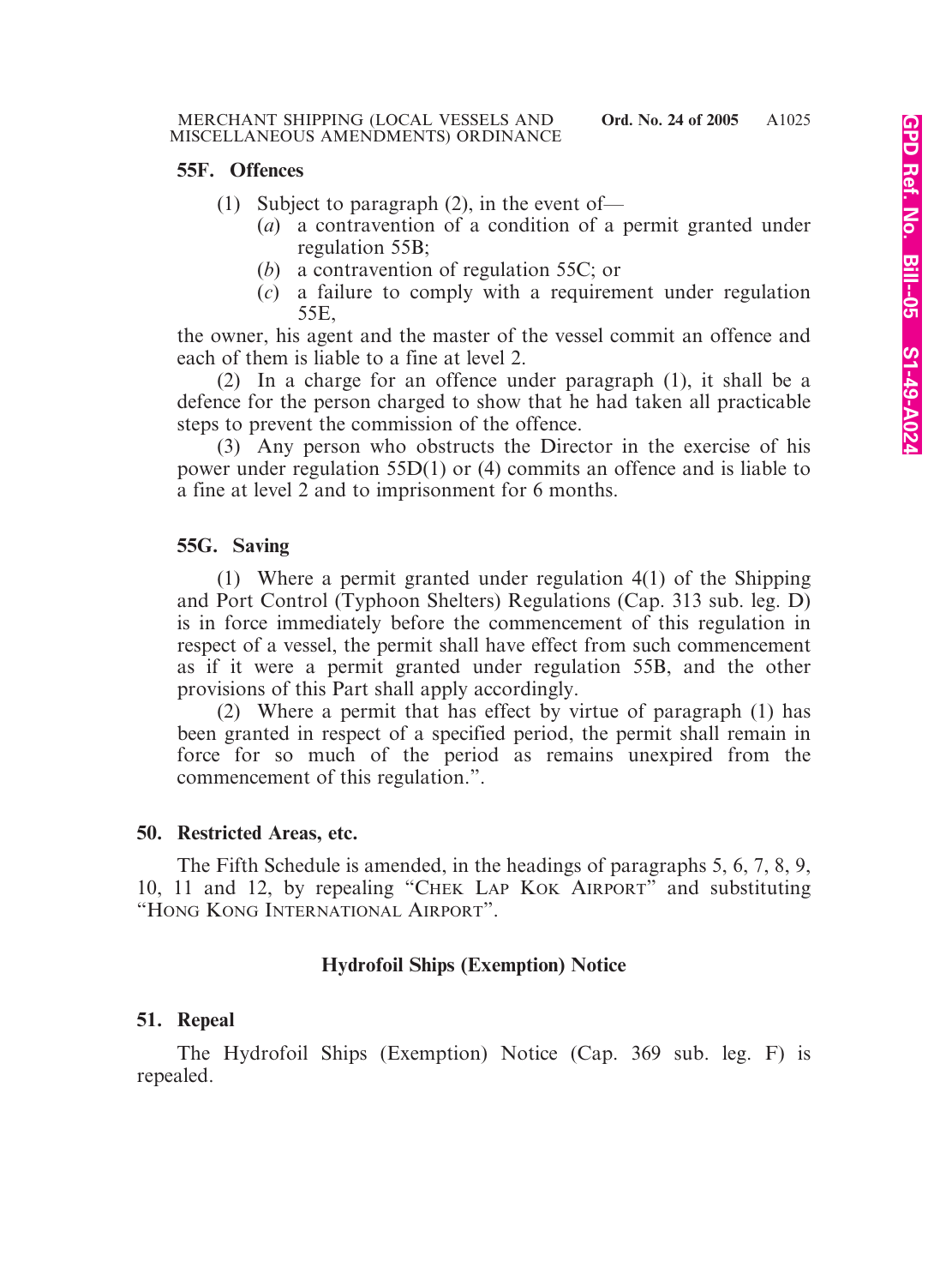**55F. Offences**

(1) Subject to paragraph (2), in the event of—

(*a*) a contravention of a condition of a permit granted under regulation 55B;

(*b*) a contravention of regulation 55C; or

(*c*) a failure to comply with a requirement under regulation 55E,

the owner, his agent and the master of the vessel commit an offence and each of them is liable to a fine at level 2.

(2) In a charge for an offence under paragraph (1), it shall be a defence for the person charged to show that he had taken all practicable steps to prevent the commission of the offence.

(3) Any person who obstructs the Director in the exercise of his power under regulation 55D(1) or (4) commits an offence and is liable to a fine at level 2 and to imprisonment for 6 months.

**55G. Saving**

(1) Where a permit granted under regulation 4(1) of the Shipping and Port Control (Typhoon Shelters) Regulations (Cap. 313 sub. leg. D) is in force immediately before the commencement of this regulation in respect of a vessel, the permit shall have effect from such commencement as if it were a permit granted under regulation 55B, and the other provisions of this Part shall apply accordingly.

(2) Where a permit that has effect by virtue of paragraph (1) has been granted in respect of a specified period, the permit shall remain in force for so much of the period as remains unexpired from the commencement of this regulation.".

**50. Restricted Areas, etc.**

The Fifth Schedule is amended, in the headings of paragraphs 5, 6, 7, 8, 9, 10, 11 and 12, by repealing "CHEK LAP KOK AIRPORT" and substituting "HONG KONG INTERNATIONAL AIRPORT".

**Hydrofoil Ships (Exemption) Notice**

**51. Repeal**

The Hydrofoil Ships (Exemption) Notice (Cap. 369 sub. leg. F) is repealed.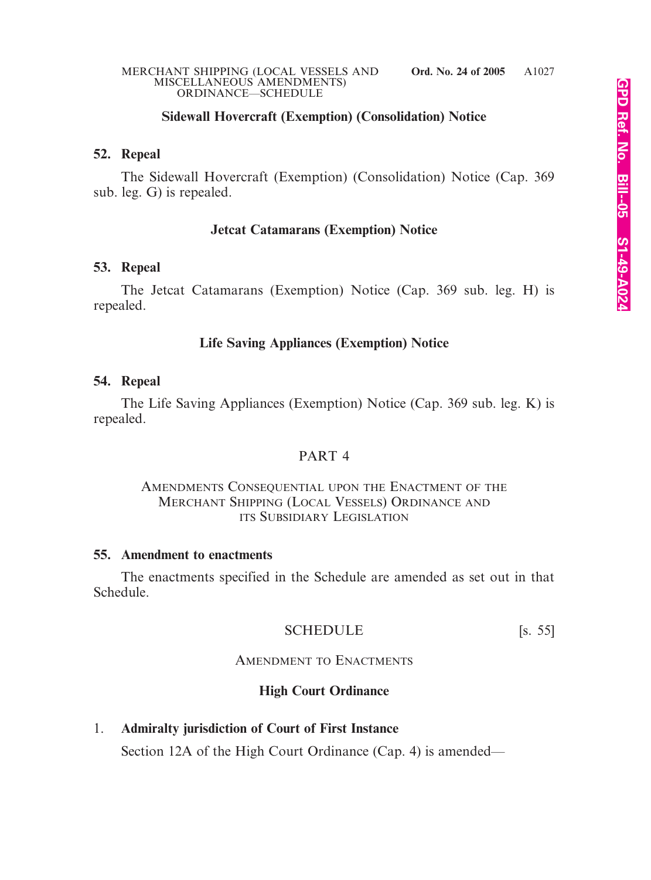**Sidewall Hovercraft (Exemption) (Consolidation) Notice**

**52. Repeal**

The Sidewall Hovercraft (Exemption) (Consolidation) Notice (Cap. 369 sub. leg. G) is repealed.

**Jetcat Catamarans (Exemption) Notice**

**53. Repeal**

The Jetcat Catamarans (Exemption) Notice (Cap. 369 sub. leg. H) is repealed.

**Life Saving Appliances (Exemption) Notice**

**54. Repeal**

The Life Saving Appliances (Exemption) Notice (Cap. 369 sub. leg. K) is repealed.

## PART 4

### AMENDMENTS CONSEQUENTIAL UPON THE ENACTMENT OF THE MERCHANT SHIPPING (LOCAL VESSELS) ORDINANCE AND ITS SUBSIDIARY LEGISLATION

**55. Amendment to enactments**

The enactments specified in the Schedule are amended as set out in that Schedule.

## SCHEDULE [s. 55]

### AMENDMENT TO ENACTMENTS

**High Court Ordinance**

1. **Admiralty jurisdiction of Court of First Instance**

Section 12A of the High Court Ordinance (Cap. 4) is amended—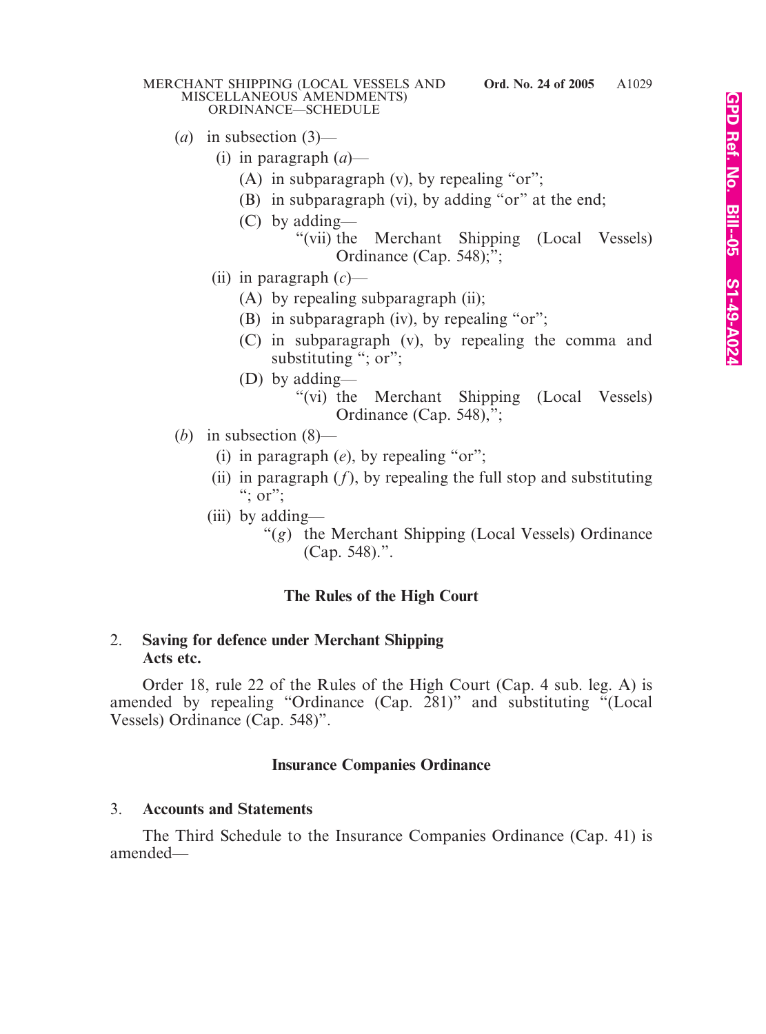(*a*) in subsection (3)—

(i) in paragraph (*a*)—

(A) in subparagraph (v), by repealing "or";

(B) in subparagraph (vi), by adding "or" at the end;

(C) by adding—

"(vii) the Merchant Shipping (Local Vessels) Ordinance (Cap. 548);";

(ii) in paragraph (*c*)—

(A) by repealing subparagraph (ii);

(B) in subparagraph (iv), by repealing "or";

(C) in subparagraph (v), by repealing the comma and substituting "; or";

(D) by adding—

"(vi) the Merchant Shipping (Local Vessels) Ordinance (Cap. 548),";

(*b*) in subsection (8)—

(i) in paragraph (*e*), by repealing "or";

(ii) in paragraph (*f*), by repealing the full stop and substituting "; or";

(iii) by adding—

"(*g*) the Merchant Shipping (Local Vessels) Ordinance (Cap. 548).".

### The Rules of the High Court

2. **Saving for defence under Merchant Shipping Acts etc.**

Order 18, rule 22 of the Rules of the High Court (Cap. 4 sub. leg. A) is amended by repealing "Ordinance (Cap. 281)" and substituting "(Local Vessels) Ordinance (Cap. 548)".

### Insurance Companies Ordinance

3. **Accounts and Statements**

The Third Schedule to the Insurance Companies Ordinance (Cap. 41) is amended—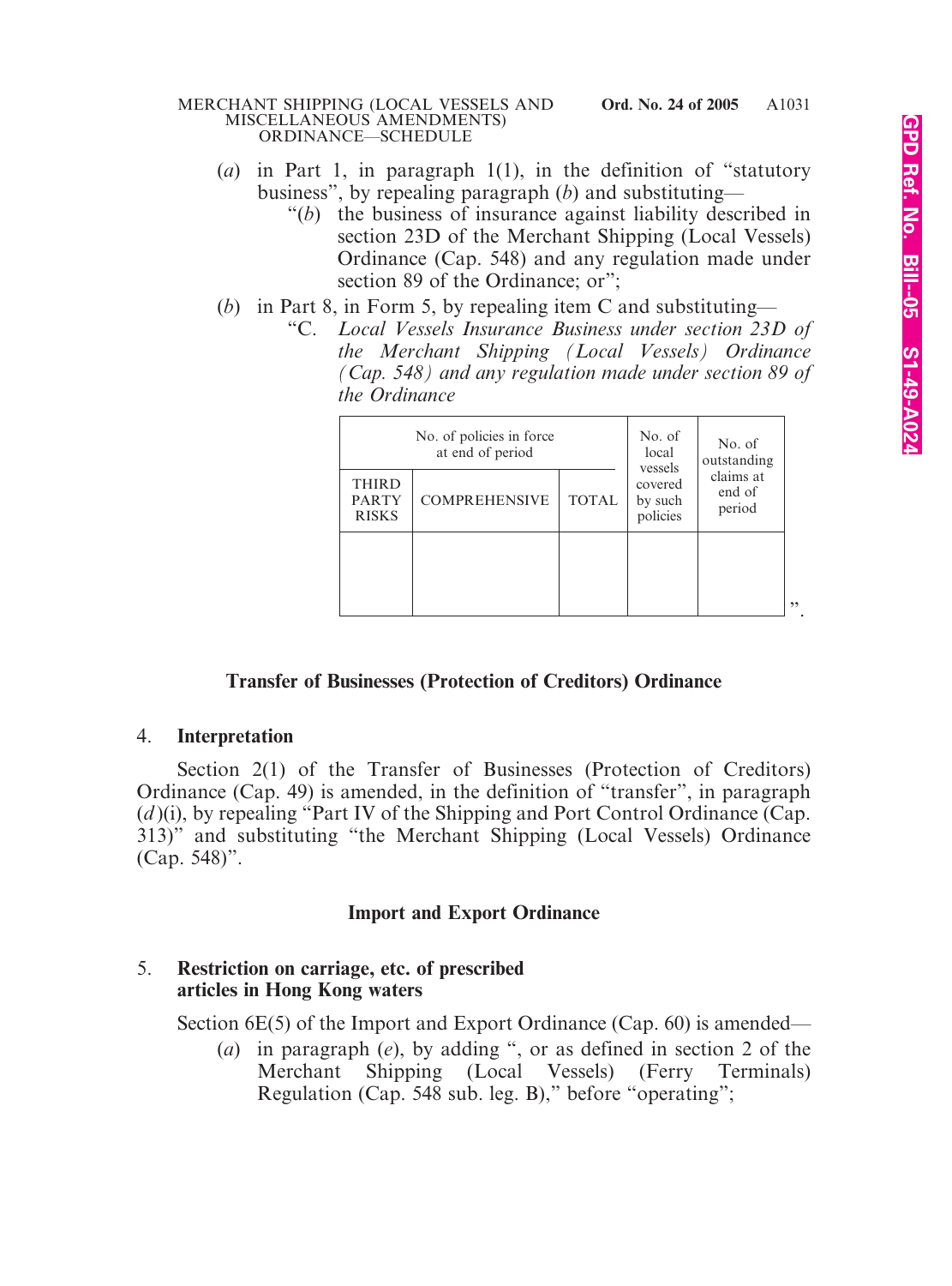(*a*) in Part 1, in paragraph 1(1), in the definition of "statutory business", by repealing paragraph (*b*) and substituting—

"(*b*) the business of insurance against liability described in section 23D of the Merchant Shipping (Local Vessels) Ordinance (Cap. 548) and any regulation made under section 89 of the Ordinance; or";

(*b*) in Part 8, in Form 5, by repealing item C and substituting—

"C. *Local Vessels Insurance Business under section 23D of the Merchant Shipping (Local Vessels) Ordinance (Cap. 548) and any regulation made under section 89 of the Ordinance*

| No. of policies in force at end of period | | | No. of local vessels covered by such policies | No. of outstanding claims at end of period |
|---|---|---|---|---|
| THIRD PARTY RISKS | COMPREHENSIVE | TOTAL | | |
| | | | | |

".

## Transfer of Businesses (Protection of Creditors) Ordinance

### 4. Interpretation

Section 2(1) of the Transfer of Businesses (Protection of Creditors) Ordinance (Cap. 49) is amended, in the definition of "transfer", in paragraph (*d*)(i), by repealing "Part IV of the Shipping and Port Control Ordinance (Cap. 313)" and substituting "the Merchant Shipping (Local Vessels) Ordinance (Cap. 548)".

## Import and Export Ordinance

### 5. Restriction on carriage, etc. of prescribed articles in Hong Kong waters

Section 6E(5) of the Import and Export Ordinance (Cap. 60) is amended—

(*a*) in paragraph (*e*), by adding ", or as defined in section 2 of the Merchant Shipping (Local Vessels) (Ferry Terminals) Regulation (Cap. 548 sub. leg. B)," before "operating";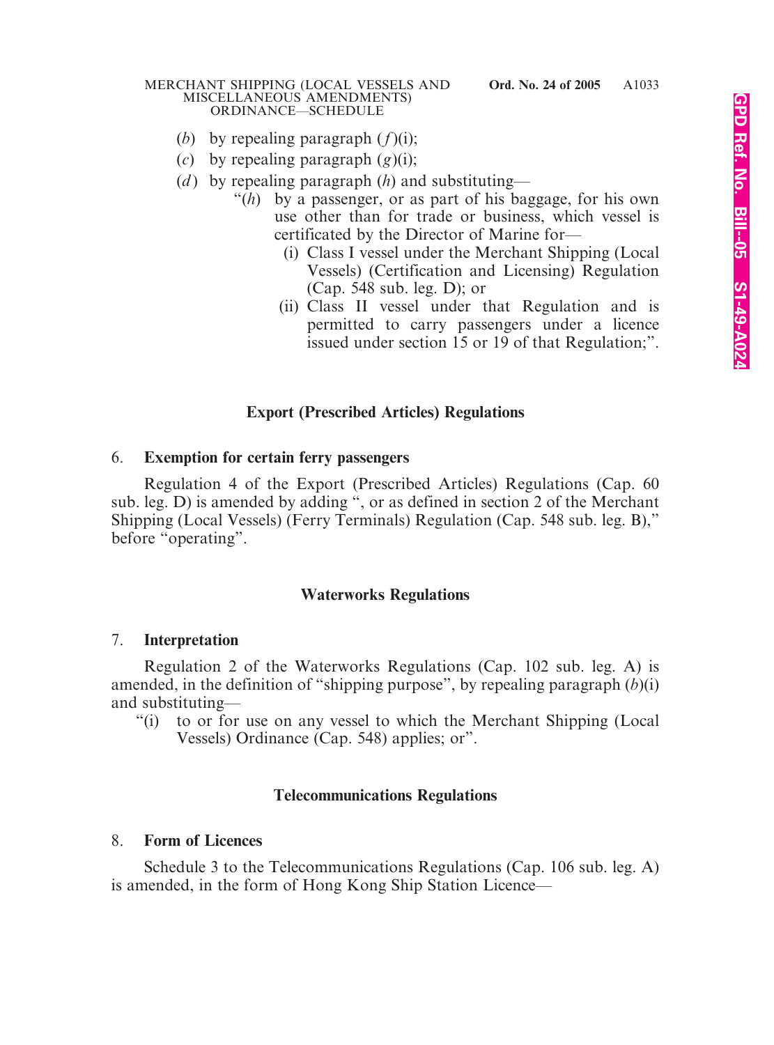(*b*) by repealing paragraph (*f*)(i);

(*c*) by repealing paragraph (*g*)(i);

(*d*) by repealing paragraph (*h*) and substituting—

"(*h*) by a passenger, or as part of his baggage, for his own use other than for trade or business, which vessel is certificated by the Director of Marine for—

(i) Class I vessel under the Merchant Shipping (Local Vessels) (Certification and Licensing) Regulation (Cap. 548 sub. leg. D); or

(ii) Class II vessel under that Regulation and is permitted to carry passengers under a licence issued under section 15 or 19 of that Regulation;".

### Export (Prescribed Articles) Regulations

**6. Exemption for certain ferry passengers**

Regulation 4 of the Export (Prescribed Articles) Regulations (Cap. 60 sub. leg. D) is amended by adding ", or as defined in section 2 of the Merchant Shipping (Local Vessels) (Ferry Terminals) Regulation (Cap. 548 sub. leg. B)," before "operating".

### Waterworks Regulations

**7. Interpretation**

Regulation 2 of the Waterworks Regulations (Cap. 102 sub. leg. A) is amended, in the definition of "shipping purpose", by repealing paragraph (*b*)(i) and substituting—

"(i) to or for use on any vessel to which the Merchant Shipping (Local Vessels) Ordinance (Cap. 548) applies; or".

### Telecommunications Regulations

**8. Form of Licences**

Schedule 3 to the Telecommunications Regulations (Cap. 106 sub. leg. A) is amended, in the form of Hong Kong Ship Station Licence—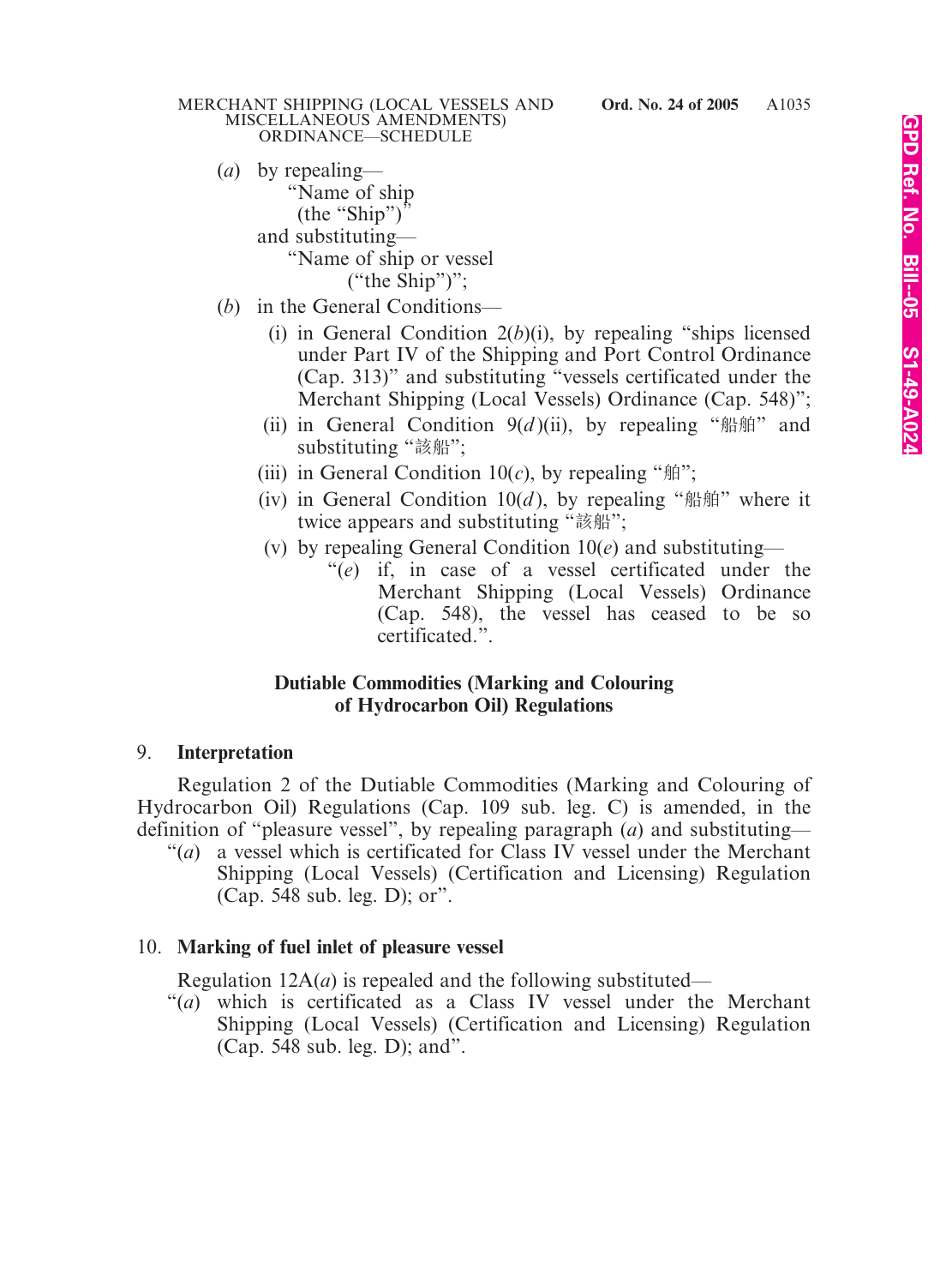(*a*) by repealing—

"Name of ship
(the "Ship")"

and substituting—

"Name of ship or vessel
("the Ship")";

(*b*) in the General Conditions—

(i) in General Condition 2(*b*)(i), by repealing "ships licensed under Part IV of the Shipping and Port Control Ordinance (Cap. 313)" and substituting "vessels certificated under the Merchant Shipping (Local Vessels) Ordinance (Cap. 548)";

(ii) in General Condition 9(*d*)(ii), by repealing "船舶" and substituting "該船";

(iii) in General Condition 10(*c*), by repealing "舶";

(iv) in General Condition 10(*d*), by repealing "船舶" where it twice appears and substituting "該船";

(v) by repealing General Condition 10(*e*) and substituting—

"(*e*) if, in case of a vessel certificated under the Merchant Shipping (Local Vessels) Ordinance (Cap. 548), the vessel has ceased to be so certificated.".

**Dutiable Commodities (Marking and Colouring of Hydrocarbon Oil) Regulations**

9. **Interpretation**

Regulation 2 of the Dutiable Commodities (Marking and Colouring of Hydrocarbon Oil) Regulations (Cap. 109 sub. leg. C) is amended, in the definition of "pleasure vessel", by repealing paragraph (*a*) and substituting—

"(*a*) a vessel which is certificated for Class IV vessel under the Merchant Shipping (Local Vessels) (Certification and Licensing) Regulation (Cap. 548 sub. leg. D); or".

10. **Marking of fuel inlet of pleasure vessel**

Regulation 12A(*a*) is repealed and the following substituted—

"(*a*) which is certificated as a Class IV vessel under the Merchant Shipping (Local Vessels) (Certification and Licensing) Regulation (Cap. 548 sub. leg. D); and".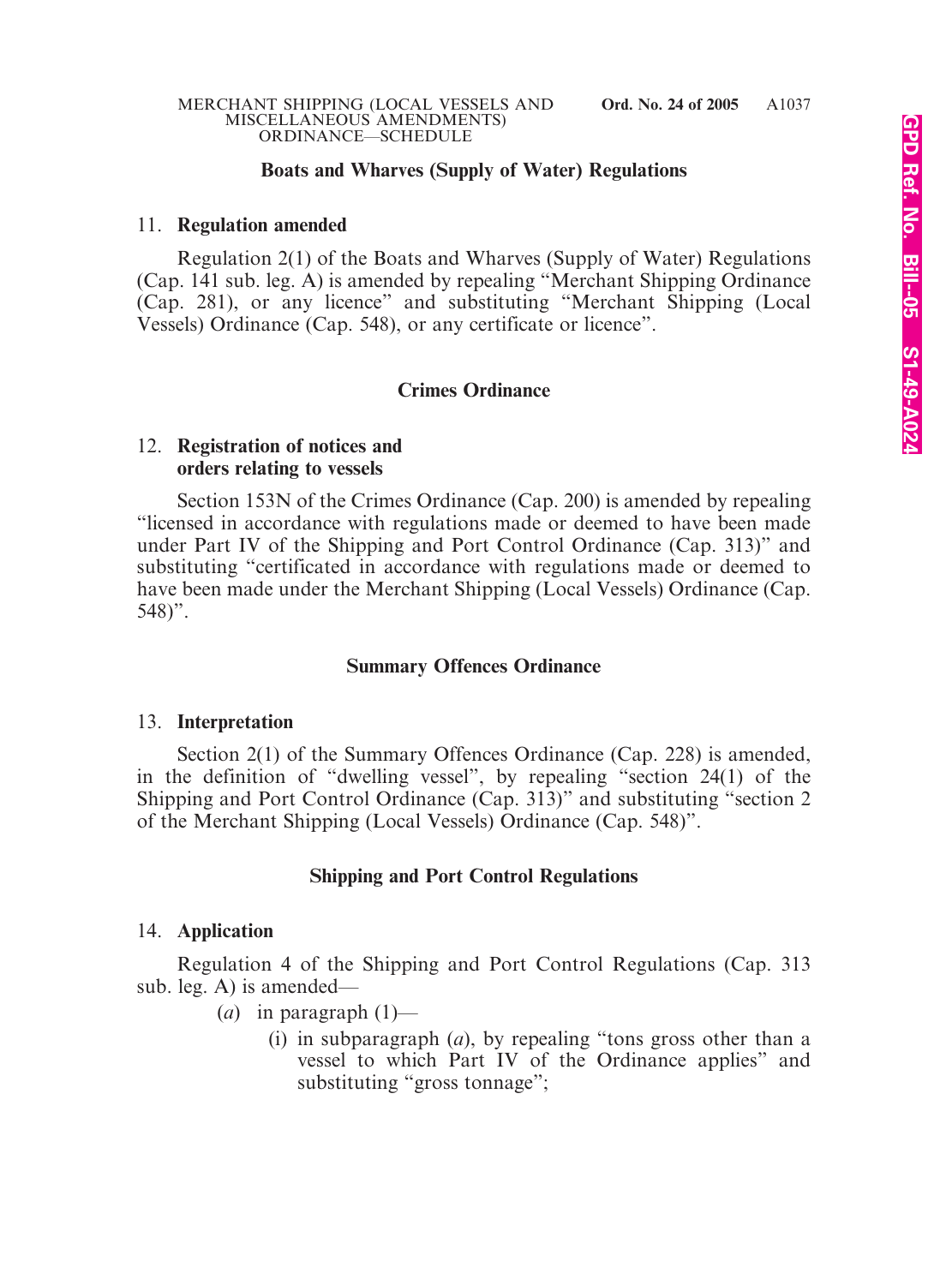### Boats and Wharves (Supply of Water) Regulations

11. **Regulation amended**

Regulation 2(1) of the Boats and Wharves (Supply of Water) Regulations (Cap. 141 sub. leg. A) is amended by repealing "Merchant Shipping Ordinance (Cap. 281), or any licence" and substituting "Merchant Shipping (Local Vessels) Ordinance (Cap. 548), or any certificate or licence".

### Crimes Ordinance

12. **Registration of notices and orders relating to vessels**

Section 153N of the Crimes Ordinance (Cap. 200) is amended by repealing "licensed in accordance with regulations made or deemed to have been made under Part IV of the Shipping and Port Control Ordinance (Cap. 313)" and substituting "certificated in accordance with regulations made or deemed to have been made under the Merchant Shipping (Local Vessels) Ordinance (Cap. 548)".

### Summary Offences Ordinance

13. **Interpretation**

Section 2(1) of the Summary Offences Ordinance (Cap. 228) is amended, in the definition of "dwelling vessel", by repealing "section 24(1) of the Shipping and Port Control Ordinance (Cap. 313)" and substituting "section 2 of the Merchant Shipping (Local Vessels) Ordinance (Cap. 548)".

### Shipping and Port Control Regulations

14. **Application**

Regulation 4 of the Shipping and Port Control Regulations (Cap. 313 sub. leg. A) is amended—

(*a*) in paragraph (1)—

(i) in subparagraph (*a*), by repealing "tons gross other than a vessel to which Part IV of the Ordinance applies" and substituting "gross tonnage";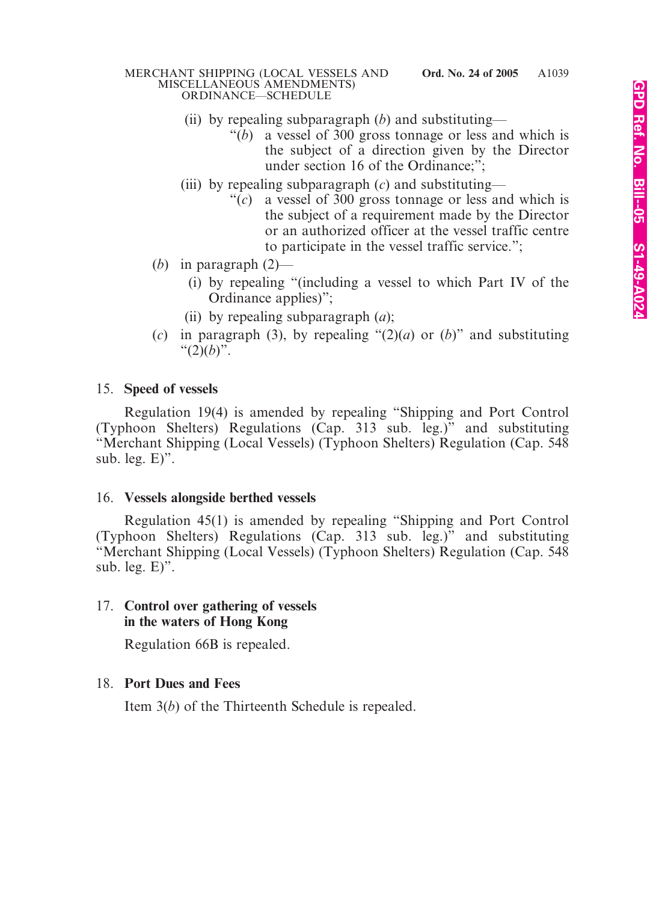(ii) by repealing subparagraph (*b*) and substituting—

"(*b*) a vessel of 300 gross tonnage or less and which is the subject of a direction given by the Director under section 16 of the Ordinance;";

(iii) by repealing subparagraph (*c*) and substituting—

"(*c*) a vessel of 300 gross tonnage or less and which is the subject of a requirement made by the Director or an authorized officer at the vessel traffic centre to participate in the vessel traffic service.";

(*b*) in paragraph (2)—

(i) by repealing "(including a vessel to which Part IV of the Ordinance applies)";

(ii) by repealing subparagraph (*a*);

(*c*) in paragraph (3), by repealing "(2)(*a*) or (*b*)" and substituting "(2)(*b*)".

15. **Speed of vessels**

Regulation 19(4) is amended by repealing "Shipping and Port Control (Typhoon Shelters) Regulations (Cap. 313 sub. leg.)" and substituting "Merchant Shipping (Local Vessels) (Typhoon Shelters) Regulation (Cap. 548 sub. leg. E)".

16. **Vessels alongside berthed vessels**

Regulation 45(1) is amended by repealing "Shipping and Port Control (Typhoon Shelters) Regulations (Cap. 313 sub. leg.)" and substituting "Merchant Shipping (Local Vessels) (Typhoon Shelters) Regulation (Cap. 548 sub. leg. E)".

17. **Control over gathering of vessels in the waters of Hong Kong**

Regulation 66B is repealed.

18. **Port Dues and Fees**

Item 3(*b*) of the Thirteenth Schedule is repealed.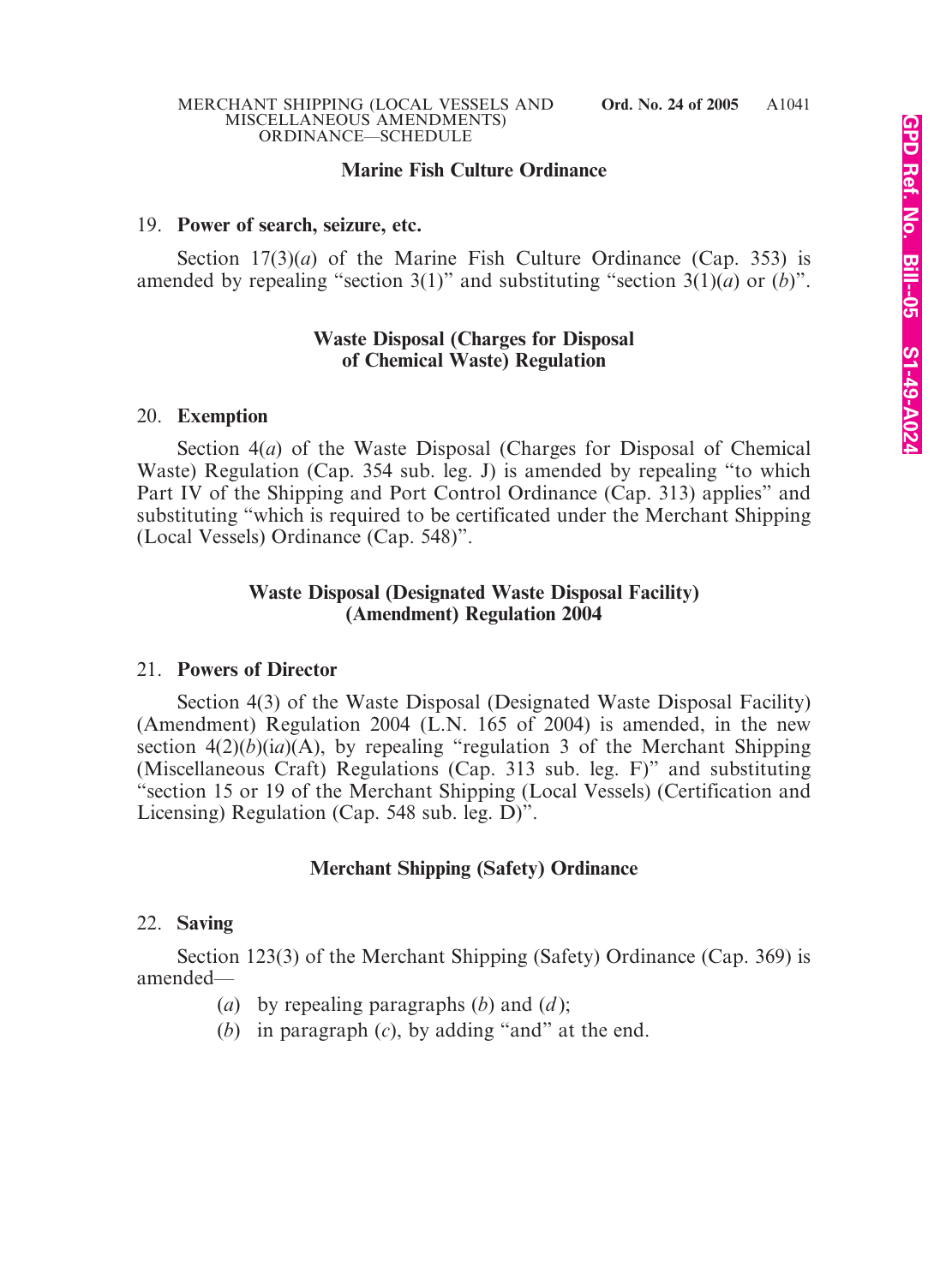### Marine Fish Culture Ordinance

19. **Power of search, seizure, etc.**

Section 17(3)(*a*) of the Marine Fish Culture Ordinance (Cap. 353) is amended by repealing "section 3(1)" and substituting "section 3(1)(*a*) or (*b*)".

### Waste Disposal (Charges for Disposal of Chemical Waste) Regulation

20. **Exemption**

Section 4(*a*) of the Waste Disposal (Charges for Disposal of Chemical Waste) Regulation (Cap. 354 sub. leg. J) is amended by repealing "to which Part IV of the Shipping and Port Control Ordinance (Cap. 313) applies" and substituting "which is required to be certificated under the Merchant Shipping (Local Vessels) Ordinance (Cap. 548)".

### Waste Disposal (Designated Waste Disposal Facility) (Amendment) Regulation 2004

21. **Powers of Director**

Section 4(3) of the Waste Disposal (Designated Waste Disposal Facility) (Amendment) Regulation 2004 (L.N. 165 of 2004) is amended, in the new section 4(2)(*b*)(i*a*)(A), by repealing "regulation 3 of the Merchant Shipping (Miscellaneous Craft) Regulations (Cap. 313 sub. leg. F)" and substituting "section 15 or 19 of the Merchant Shipping (Local Vessels) (Certification and Licensing) Regulation (Cap. 548 sub. leg. D)".

### Merchant Shipping (Safety) Ordinance

22. **Saving**

Section 123(3) of the Merchant Shipping (Safety) Ordinance (Cap. 369) is amended—

(*a*) by repealing paragraphs (*b*) and (*d*);

(*b*) in paragraph (*c*), by adding "and" at the end.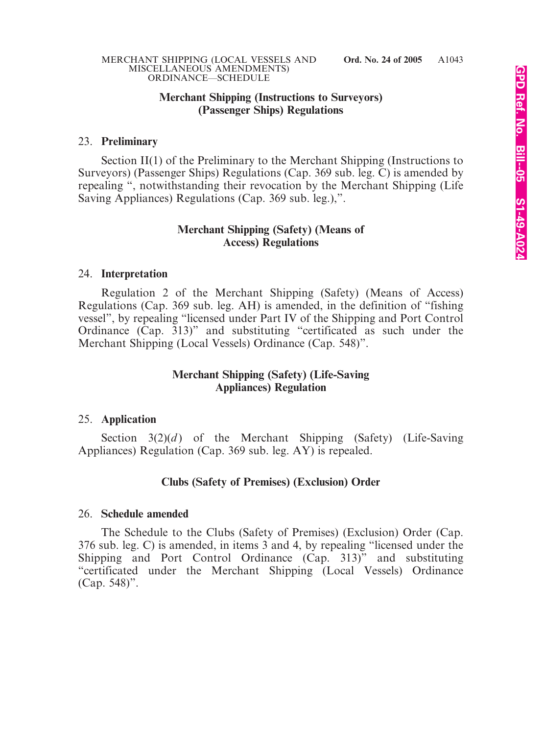**Merchant Shipping (Instructions to Surveyors) (Passenger Ships) Regulations**

23. **Preliminary**

Section II(1) of the Preliminary to the Merchant Shipping (Instructions to Surveyors) (Passenger Ships) Regulations (Cap. 369 sub. leg. C) is amended by repealing ", notwithstanding their revocation by the Merchant Shipping (Life Saving Appliances) Regulations (Cap. 369 sub. leg.),".

**Merchant Shipping (Safety) (Means of Access) Regulations**

24. **Interpretation**

Regulation 2 of the Merchant Shipping (Safety) (Means of Access) Regulations (Cap. 369 sub. leg. AH) is amended, in the definition of "fishing vessel", by repealing "licensed under Part IV of the Shipping and Port Control Ordinance (Cap. 313)" and substituting "certificated as such under the Merchant Shipping (Local Vessels) Ordinance (Cap. 548)".

**Merchant Shipping (Safety) (Life-Saving Appliances) Regulation**

25. **Application**

Section 3(2)(*d*) of the Merchant Shipping (Safety) (Life-Saving Appliances) Regulation (Cap. 369 sub. leg. AY) is repealed.

**Clubs (Safety of Premises) (Exclusion) Order**

26. **Schedule amended**

The Schedule to the Clubs (Safety of Premises) (Exclusion) Order (Cap. 376 sub. leg. C) is amended, in items 3 and 4, by repealing "licensed under the Shipping and Port Control Ordinance (Cap. 313)" and substituting "certificated under the Merchant Shipping (Local Vessels) Ordinance (Cap. 548)".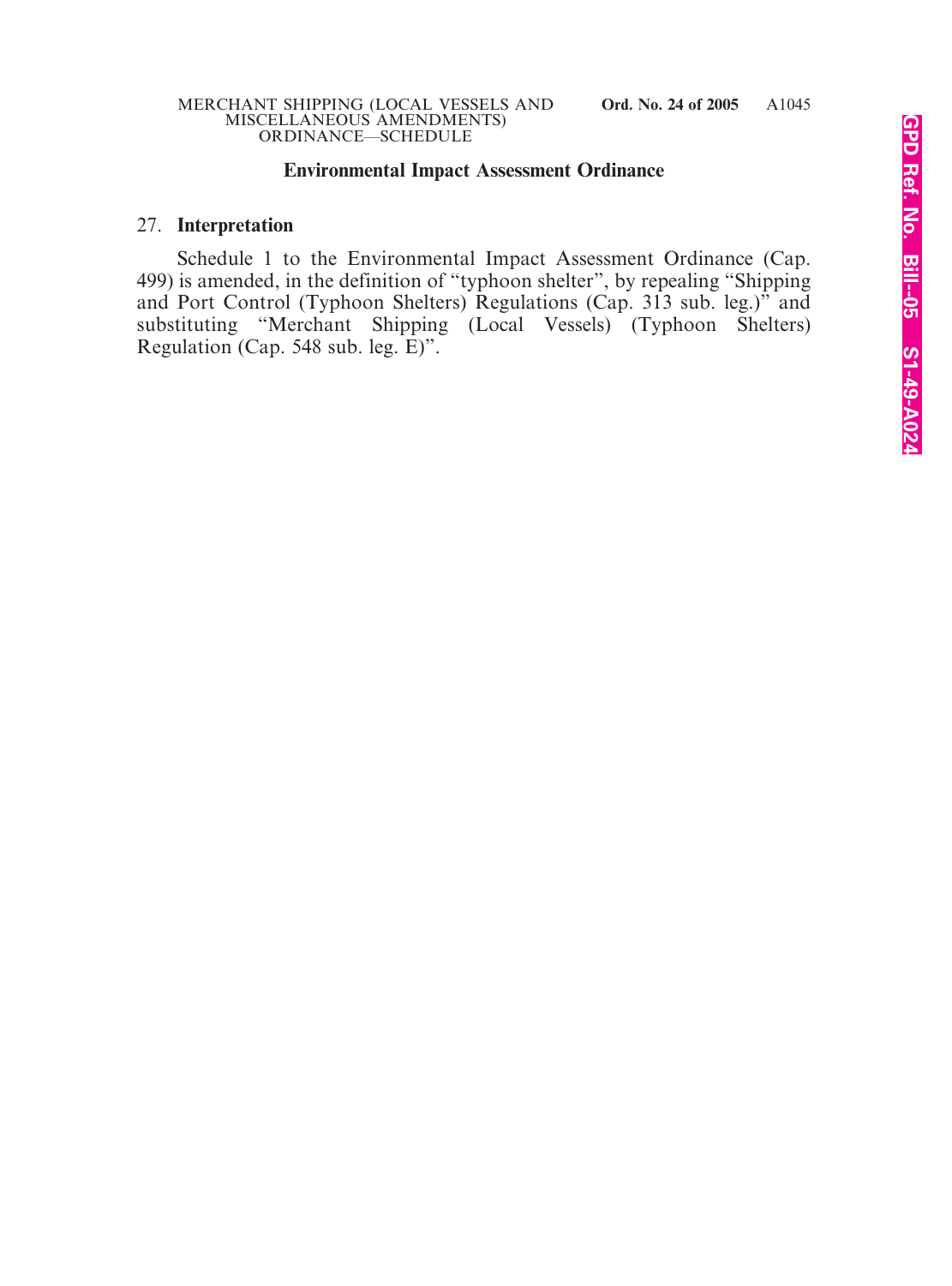## Environmental Impact Assessment Ordinance

### 27. **Interpretation**

Schedule 1 to the Environmental Impact Assessment Ordinance (Cap. 499) is amended, in the definition of "typhoon shelter", by repealing "Shipping and Port Control (Typhoon Shelters) Regulations (Cap. 313 sub. leg.)" and substituting "Merchant Shipping (Local Vessels) (Typhoon Shelters) Regulation (Cap. 548 sub. leg. E)".